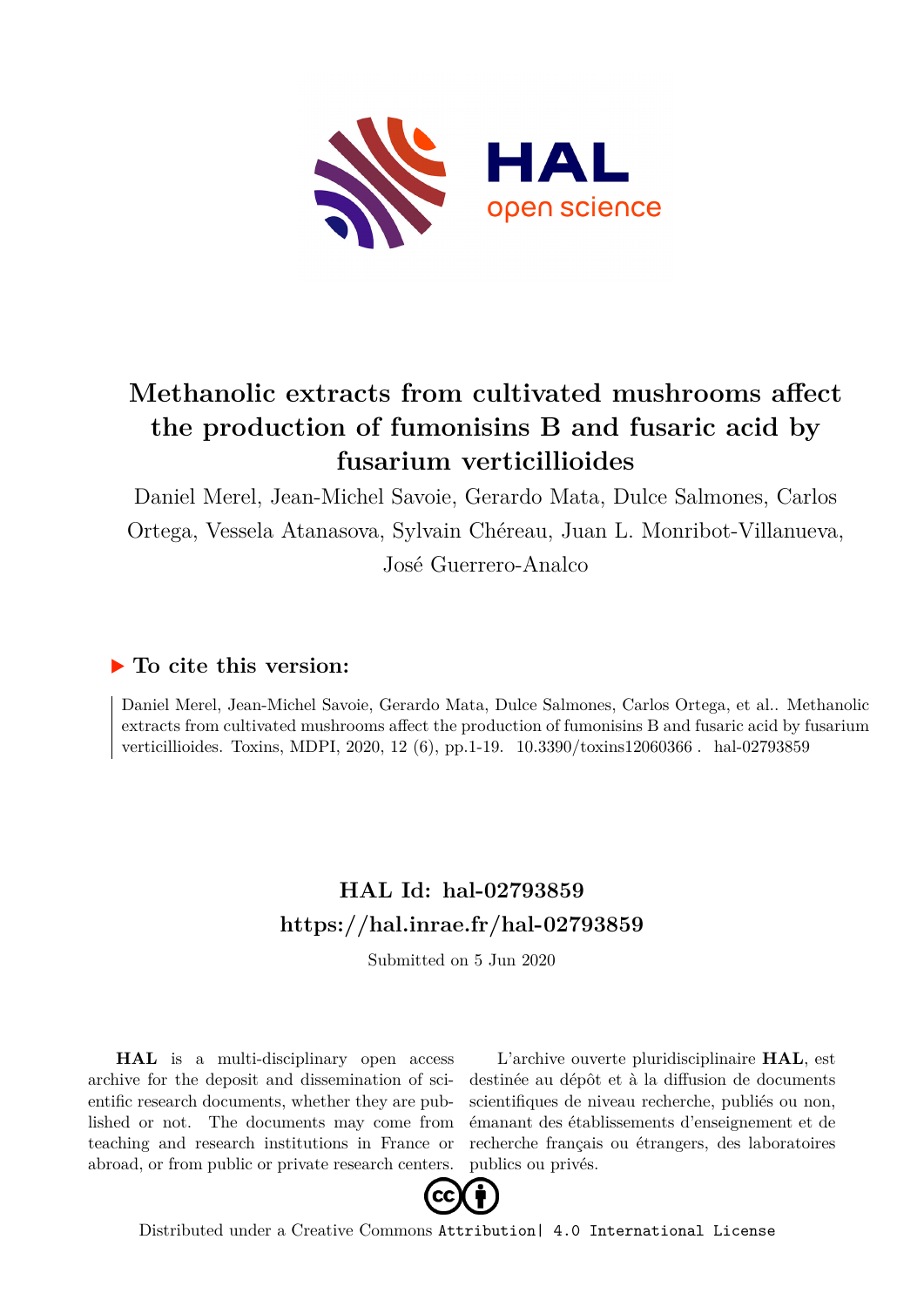# Methanolic extracts from cultivated mushrooms affect the production of fumonisins B and fusaric acid by fusarium verticillioides

Daniel Merel, Jean-Michel Savoie, Gerardo Mata, Dulce Salmones, Carlos Ortega, Vessela Atanasova, Sylvain Chéreau, Juan L. Monribot-Villanueva, José Guerrero-Analco

## ▶ To cite this version:

Daniel Merel, Jean-Michel Savoie, Gerardo Mata, Dulce Salmones, Carlos Ortega, et al.. Methanolic extracts from cultivated mushrooms affect the production of fumonisins B and fusaric acid by fusarium verticillioides. Toxins, MDPI, 2020, 12 (6), pp.1-19. 10.3390/toxins12060366 . hal-02793859

## HAL Id: hal-02793859
## https://hal.inrae.fr/hal-02793859

Submitted on 5 Jun 2020

**HAL** is a multi-disciplinary open access archive for the deposit and dissemination of scientific research documents, whether they are published or not. The documents may come from teaching and research institutions in France or abroad, or from public or private research centers.

L'archive ouverte pluridisciplinaire **HAL**, est destinée au dépôt et à la diffusion de documents scientifiques de niveau recherche, publiés ou non, émanant des établissements d'enseignement et de recherche français ou étrangers, des laboratoires publics ou privés.

Distributed under a Creative Commons Attribution| 4.0 International License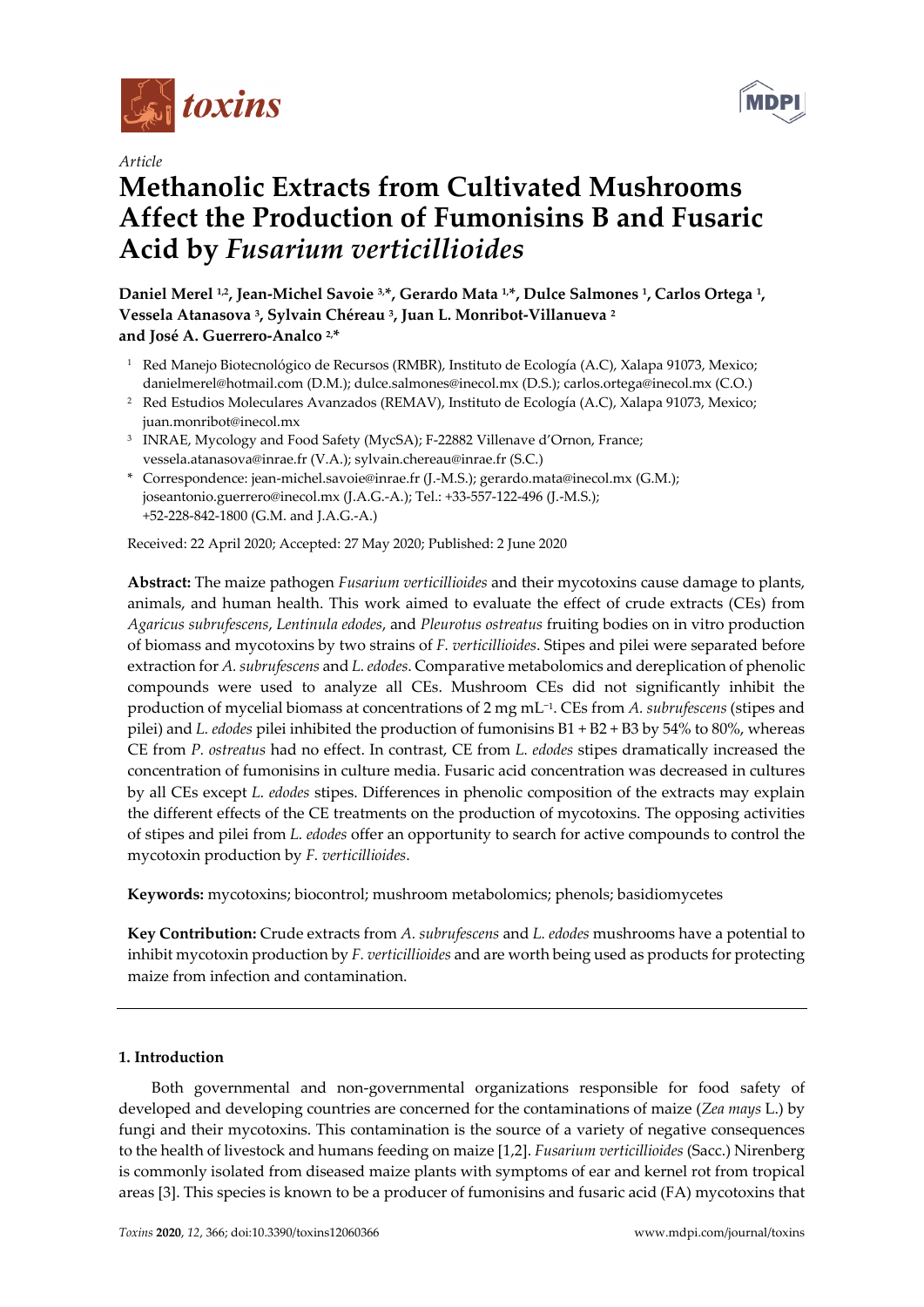Article

# Methanolic Extracts from Cultivated Mushrooms Affect the Production of Fumonisins B and Fusaric Acid by *Fusarium verticillioides*

**Daniel Merel [1,2], Jean-Michel Savoie [3,*], Gerardo Mata [1,*], Dulce Salmones [1], Carlos Ortega [1], Vessela Atanasova [3], Sylvain Chéreau [3], Juan L. Monribot-Villanueva [2] and José A. Guerrero-Analco [2,*]**

[1] Red Manejo Biotecnológico de Recursos (RMBR), Instituto de Ecología (A.C), Xalapa 91073, Mexico; danielmerel@hotmail.com (D.M.); dulce.salmones@inecol.mx (D.S.); carlos.ortega@inecol.mx (C.O.)

[2] Red Estudios Moleculares Avanzados (REMAV), Instituto de Ecología (A.C), Xalapa 91073, Mexico; juan.monribot@inecol.mx

[3] INRAE, Mycology and Food Safety (MycSA); F-22882 Villenave d'Ornon, France; vessela.atanasova@inrae.fr (V.A.); sylvain.chereau@inrae.fr (S.C.)

\* Correspondence: jean-michel.savoie@inrae.fr (J.-M.S.); gerardo.mata@inecol.mx (G.M.); joseantonio.guerrero@inecol.mx (J.A.G.-A.); Tel.: +33-557-122-496 (J.-M.S.); +52-228-842-1800 (G.M. and J.A.G.-A.)

Received: 22 April 2020; Accepted: 27 May 2020; Published: 2 June 2020

**Abstract:** The maize pathogen *Fusarium verticillioides* and their mycotoxins cause damage to plants, animals, and human health. This work aimed to evaluate the effect of crude extracts (CEs) from *Agaricus subrufescens*, *Lentinula edodes*, and *Pleurotus ostreatus* fruiting bodies on in vitro production of biomass and mycotoxins by two strains of *F. verticillioides*. Stipes and pilei were separated before extraction for *A. subrufescens* and *L. edodes*. Comparative metabolomics and dereplication of phenolic compounds were used to analyze all CEs. Mushroom CEs did not significantly inhibit the production of mycelial biomass at concentrations of 2 mg $mL^{-1}$. CEs from *A. subrufescens* (stipes and pilei) and *L. edodes* pilei inhibited the production of fumonisins B1 + B2 + B3 by 54% to 80%, whereas CE from *P. ostreatus* had no effect. In contrast, CE from *L. edodes* stipes dramatically increased the concentration of fumonisins in culture media. Fusaric acid concentration was decreased in cultures by all CEs except *L. edodes* stipes. Differences in phenolic composition of the extracts may explain the different effects of the CE treatments on the production of mycotoxins. The opposing activities of stipes and pilei from *L. edodes* offer an opportunity to search for active compounds to control the mycotoxin production by *F. verticillioides*.

**Keywords:** mycotoxins; biocontrol; mushroom metabolomics; phenols; basidiomycetes

**Key Contribution:** Crude extracts from *A. subrufescens* and *L. edodes* mushrooms have a potential to inhibit mycotoxin production by *F. verticillioides* and are worth being used as products for protecting maize from infection and contamination.

## 1. Introduction

Both governmental and non-governmental organizations responsible for food safety of developed and developing countries are concerned for the contaminations of maize (*Zea mays* L.) by fungi and their mycotoxins. This contamination is the source of a variety of negative consequences to the health of livestock and humans feeding on maize [1,2]. *Fusarium verticillioides* (Sacc.) Nirenberg is commonly isolated from diseased maize plants with symptoms of ear and kernel rot from tropical areas [3]. This species is known to be a producer of fumonisins and fusaric acid (FA) mycotoxins that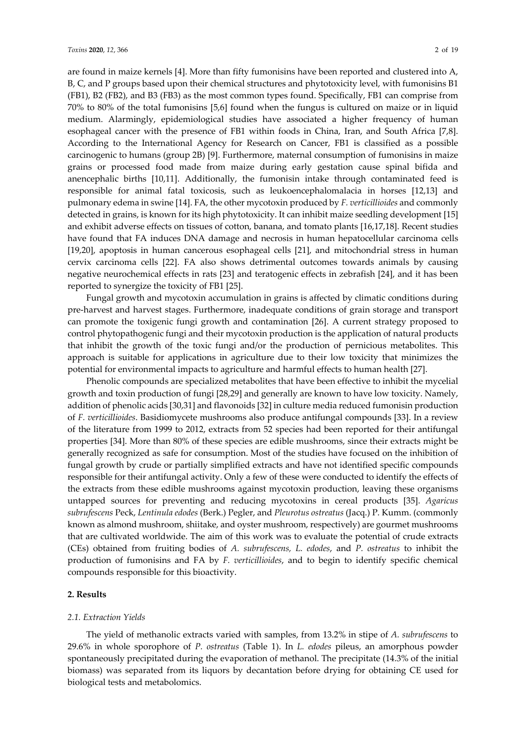are found in maize kernels [4]. More than fifty fumonisins have been reported and clustered into A, B, C, and P groups based upon their chemical structures and phytotoxicity level, with fumonisins B1 (FB1), B2 (FB2), and B3 (FB3) as the most common types found. Specifically, FB1 can comprise from 70% to 80% of the total fumonisins [5,6] found when the fungus is cultured on maize or in liquid medium. Alarmingly, epidemiological studies have associated a higher frequency of human esophageal cancer with the presence of FB1 within foods in China, Iran, and South Africa [7,8]. According to the International Agency for Research on Cancer, FB1 is classified as a possible carcinogenic to humans (group 2B) [9]. Furthermore, maternal consumption of fumonisins in maize grains or processed food made from maize during early gestation cause spinal bifida and anencephalic births [10,11]. Additionally, the fumonisin intake through contaminated feed is responsible for animal fatal toxicosis, such as leukoencephalomalacia in horses [12,13] and pulmonary edema in swine [14]. FA, the other mycotoxin produced by *F. verticillioides* and commonly detected in grains, is known for its high phytotoxicity. It can inhibit maize seedling development [15] and exhibit adverse effects on tissues of cotton, banana, and tomato plants [16,17,18]. Recent studies have found that FA induces DNA damage and necrosis in human hepatocellular carcinoma cells [19,20], apoptosis in human cancerous esophageal cells [21], and mitochondrial stress in human cervix carcinoma cells [22]. FA also shows detrimental outcomes towards animals by causing negative neurochemical effects in rats [23] and teratogenic effects in zebrafish [24], and it has been reported to synergize the toxicity of FB1 [25].

Fungal growth and mycotoxin accumulation in grains is affected by climatic conditions during pre-harvest and harvest stages. Furthermore, inadequate conditions of grain storage and transport can promote the toxigenic fungi growth and contamination [26]. A current strategy proposed to control phytopathogenic fungi and their mycotoxin production is the application of natural products that inhibit the growth of the toxic fungi and/or the production of pernicious metabolites. This approach is suitable for applications in agriculture due to their low toxicity that minimizes the potential for environmental impacts to agriculture and harmful effects to human health [27].

Phenolic compounds are specialized metabolites that have been effective to inhibit the mycelial growth and toxin production of fungi [28,29] and generally are known to have low toxicity. Namely, addition of phenolic acids [30,31] and flavonoids [32] in culture media reduced fumonisin production of *F. verticillioides*. Basidiomycete mushrooms also produce antifungal compounds [33]. In a review of the literature from 1999 to 2012, extracts from 52 species had been reported for their antifungal properties [34]. More than 80% of these species are edible mushrooms, since their extracts might be generally recognized as safe for consumption. Most of the studies have focused on the inhibition of fungal growth by crude or partially simplified extracts and have not identified specific compounds responsible for their antifungal activity. Only a few of these were conducted to identify the effects of the extracts from these edible mushrooms against mycotoxin production, leaving these organisms untapped sources for preventing and reducing mycotoxins in cereal products [35]. *Agaricus subrufescens* Peck, *Lentinula edodes* (Berk.) Pegler, and *Pleurotus ostreatus* (Jacq.) P. Kumm. (commonly known as almond mushroom, shiitake, and oyster mushroom, respectively) are gourmet mushrooms that are cultivated worldwide. The aim of this work was to evaluate the potential of crude extracts (CEs) obtained from fruiting bodies of *A. subrufescens, L. edodes*, and *P. ostreatus* to inhibit the production of fumonisins and FA by *F. verticillioides*, and to begin to identify specific chemical compounds responsible for this bioactivity.

## 2. Results

### 2.1. Extraction Yields

The yield of methanolic extracts varied with samples, from 13.2% in stipe of *A. subrufescens* to 29.6% in whole sporophore of *P. ostreatus* (Table 1). In *L. edodes* pileus, an amorphous powder spontaneously precipitated during the evaporation of methanol. The precipitate (14.3% of the initial biomass) was separated from its liquors by decantation before drying for obtaining CE used for biological tests and metabolomics.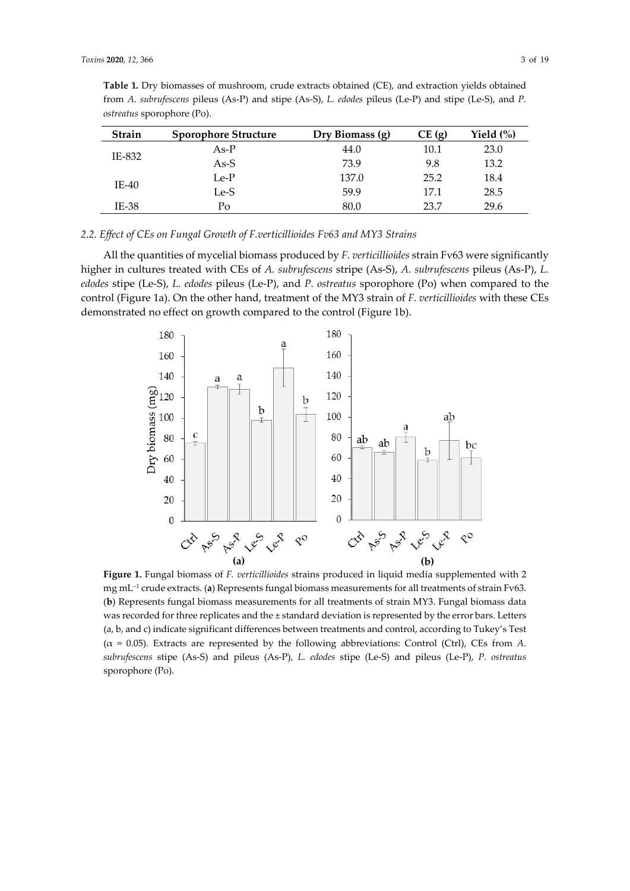**Table 1.** Dry biomasses of mushroom, crude extracts obtained (CE), and extraction yields obtained from *A. subrufescens* pileus (As-P) and stipe (As-S), *L. edodes* pileus (Le-P) and stipe (Le-S), and *P. ostreatus* sporophore (Po).

| Strain | Sporophore Structure | Dry Biomass (g) | CE (g) | Yield (%) |
|---|---|---|---|---|
| IE-832 | As-P | 44.0 | 10.1 | 23.0 |
| | As-S | 73.9 | 9.8 | 13.2 |
| IE-40 | Le-P | 137.0 | 25.2 | 18.4 |
| | Le-S | 59.9 | 17.1 | 28.5 |
| IE-38 | Po | 80.0 | 23.7 | 29.6 |

### 2.2. Effect of CEs on Fungal Growth of *F.verticillioides* Fv63 and MY3 Strains

All the quantities of mycelial biomass produced by *F. verticillioides* strain Fv63 were significantly higher in cultures treated with CEs of *A. subrufescens* stripe (As-S), *A. subrufescens* pileus (As-P), *L. edodes* stipe (Le-S), *L. edodes* pileus (Le-P), and *P. ostreatus* sporophore (Po) when compared to the control (Figure 1a). On the other hand, treatment of the MY3 strain of *F. verticillioides* with these CEs demonstrated no effect on growth compared to the control (Figure 1b).

**Figure 1.** Fungal biomass of *F. verticillioides* strains produced in liquid media supplemented with 2 mg mL$^{-1}$ crude extracts. (**a**) Represents fungal biomass measurements for all treatments of strain Fv63. (**b**) Represents fungal biomass measurements for all treatments of strain MY3. Fungal biomass data was recorded for three replicates and the ± standard deviation is represented by the error bars. Letters (a, b, and c) indicate significant differences between treatments and control, according to Tukey's Test ($\alpha$ = 0.05). Extracts are represented by the following abbreviations: Control (Ctrl), CEs from *A. subrufescens* stipe (As-S) and pileus (As-P), *L. edodes* stipe (Le-S) and pileus (Le-P), *P. ostreatus* sporophore (Po).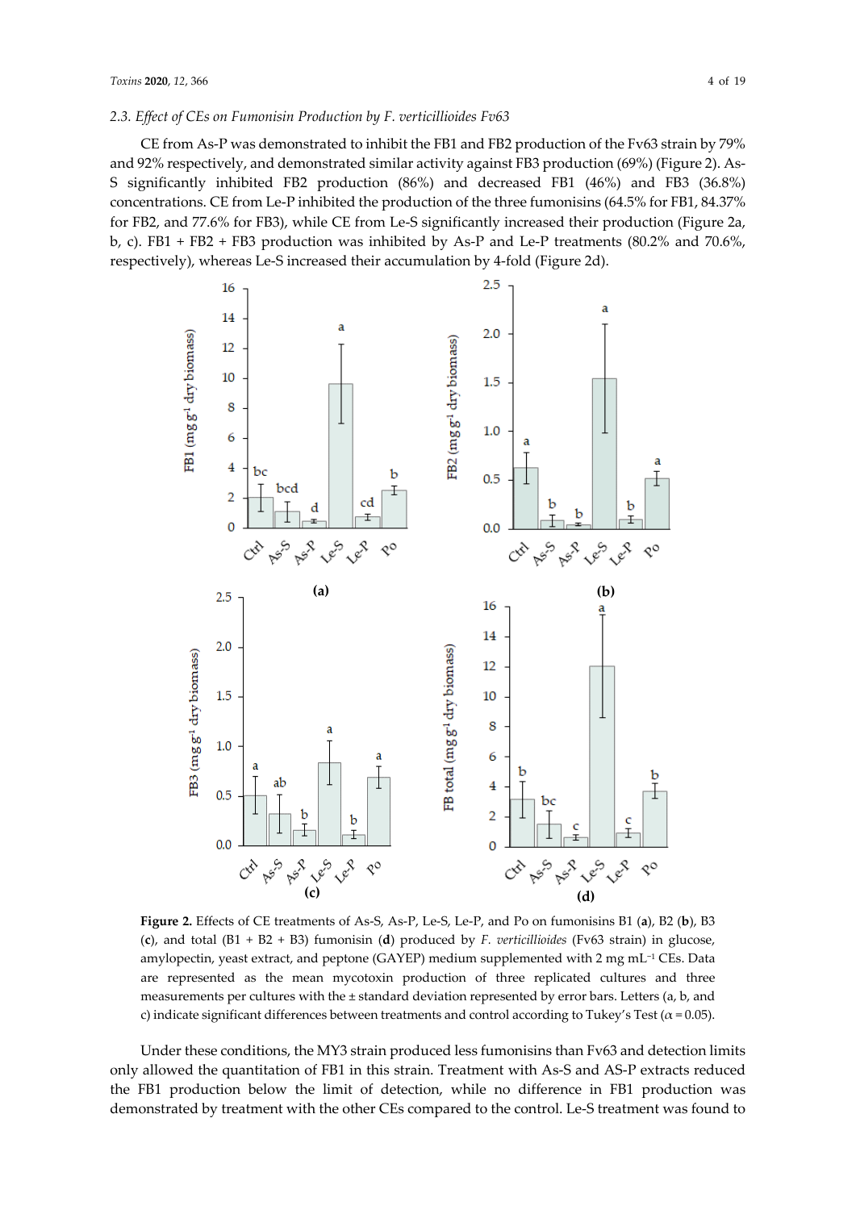### 2.3. Effect of CEs on Fumonisin Production by *F. verticillioides* Fv63

CE from As-P was demonstrated to inhibit the FB1 and FB2 production of the Fv63 strain by 79% and 92% respectively, and demonstrated similar activity against FB3 production (69%) (Figure 2). As-S significantly inhibited FB2 production (86%) and decreased FB1 (46%) and FB3 (36.8%) concentrations. CE from Le-P inhibited the production of the three fumonisins (64.5% for FB1, 84.37% for FB2, and 77.6% for FB3), while CE from Le-S significantly increased their production (Figure 2a, b, c). FB1 + FB2 + FB3 production was inhibited by As-P and Le-P treatments (80.2% and 70.6%, respectively), whereas Le-S increased their accumulation by 4-fold (Figure 2d).

**Figure 2.** Effects of CE treatments of As-S, As-P, Le-S, Le-P, and Po on fumonisins B1 (**a**), B2 (**b**), B3 (**c**), and total (B1 + B2 + B3) fumonisin (**d**) produced by *F. verticillioides* (Fv63 strain) in glucose, amylopectin, yeast extract, and peptone (GAYEP) medium supplemented with 2 mg mL$^{-1}$ CEs. Data are represented as the mean mycotoxin production of three replicated cultures and three measurements per cultures with the ± standard deviation represented by error bars. Letters (a, b, and c) indicate significant differences between treatments and control according to Tukey's Test ($\alpha = 0.05$).

Under these conditions, the MY3 strain produced less fumonisins than Fv63 and detection limits only allowed the quantitation of FB1 in this strain. Treatment with As-S and AS-P extracts reduced the FB1 production below the limit of detection, while no difference in FB1 production was demonstrated by treatment with the other CEs compared to the control. Le-S treatment was found to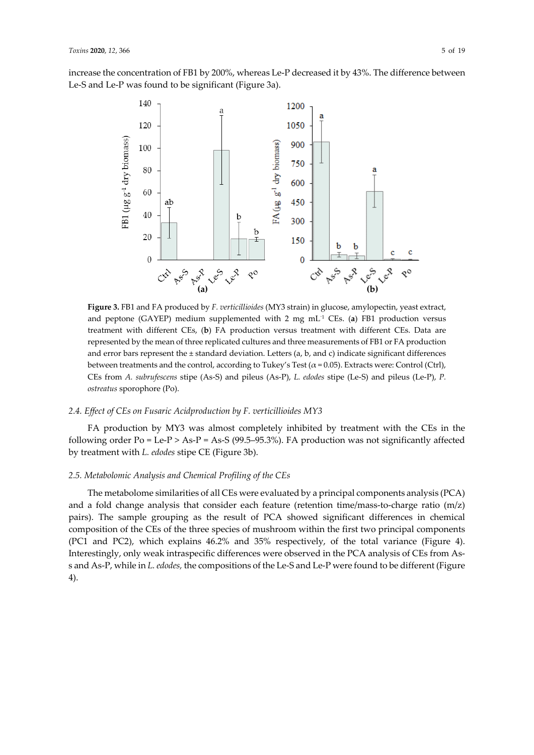increase the concentration of FB1 by 200%, whereas Le-P decreased it by 43%. The difference between Le-S and Le-P was found to be significant (Figure 3a).

**Figure 3.** FB1 and FA produced by *F. verticillioides* (MY3 strain) in glucose, amylopectin, yeast extract, and peptone (GAYEP) medium supplemented with 2 mg $mL^{-1}$ CEs. (**a**) FB1 production versus treatment with different CEs, (**b**) FA production versus treatment with different CEs. Data are represented by the mean of three replicated cultures and three measurements of FB1 or FA production and error bars represent the ± standard deviation. Letters (a, b, and c) indicate significant differences between treatments and the control, according to Tukey's Test ($\alpha = 0.05$). Extracts were: Control (Ctrl), CEs from *A. subrufescens* stipe (As-S) and pileus (As-P), *L. edodes* stipe (Le-S) and pileus (Le-P), *P. ostreatus* sporophore (Po).

### *2.4. Effect of CEs on Fusaric Acidproduction by F. verticillioides MY3*

FA production by MY3 was almost completely inhibited by treatment with the CEs in the following order Po = Le-P > As-P = As-S (99.5–95.3%). FA production was not significantly affected by treatment with *L. edodes* stipe CE (Figure 3b).

### *2.5. Metabolomic Analysis and Chemical Profiling of the CEs*

The metabolome similarities of all CEs were evaluated by a principal components analysis (PCA) and a fold change analysis that consider each feature (retention time/mass-to-charge ratio (m/z) pairs). The sample grouping as the result of PCA showed significant differences in chemical composition of the CEs of the three species of mushroom within the first two principal components (PC1 and PC2), which explains 46.2% and 35% respectively, of the total variance (Figure 4). Interestingly, only weak intraspecific differences were observed in the PCA analysis of CEs from As-s and As-P, while in *L. edodes,* the compositions of the Le-S and Le-P were found to be different (Figure 4).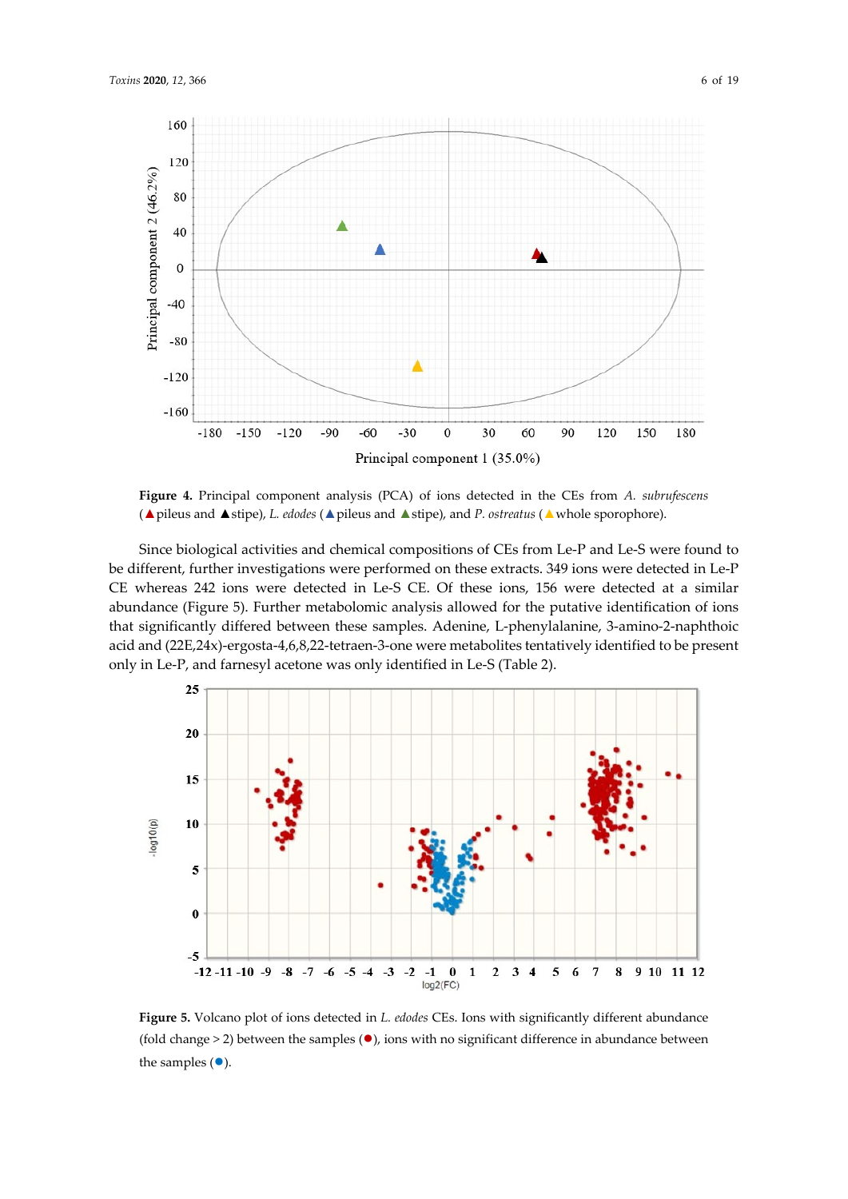Figure 4. Principal component analysis (PCA) of ions detected in the CEs from *A. subrufescens* (▲pileus and ▲stipe), *L. edodes* (▲pileus and ▲stipe), and *P. ostreatus* (▲whole sporophore).

Since biological activities and chemical compositions of CEs from Le-P and Le-S were found to be different, further investigations were performed on these extracts. 349 ions were detected in Le-P CE whereas 242 ions were detected in Le-S CE. Of these ions, 156 were detected at a similar abundance (Figure 5). Further metabolomic analysis allowed for the putative identification of ions that significantly differed between these samples. Adenine, L-phenylalanine, 3-amino-2-naphthoic acid and (22E,24x)-ergosta-4,6,8,22-tetraen-3-one were metabolites tentatively identified to be present only in Le-P, and farnesyl acetone was only identified in Le-S (Table 2).

Figure 5. Volcano plot of ions detected in *L. edodes* CEs. Ions with significantly different abundance (fold change > 2) between the samples (●), ions with no significant difference in abundance between the samples (●).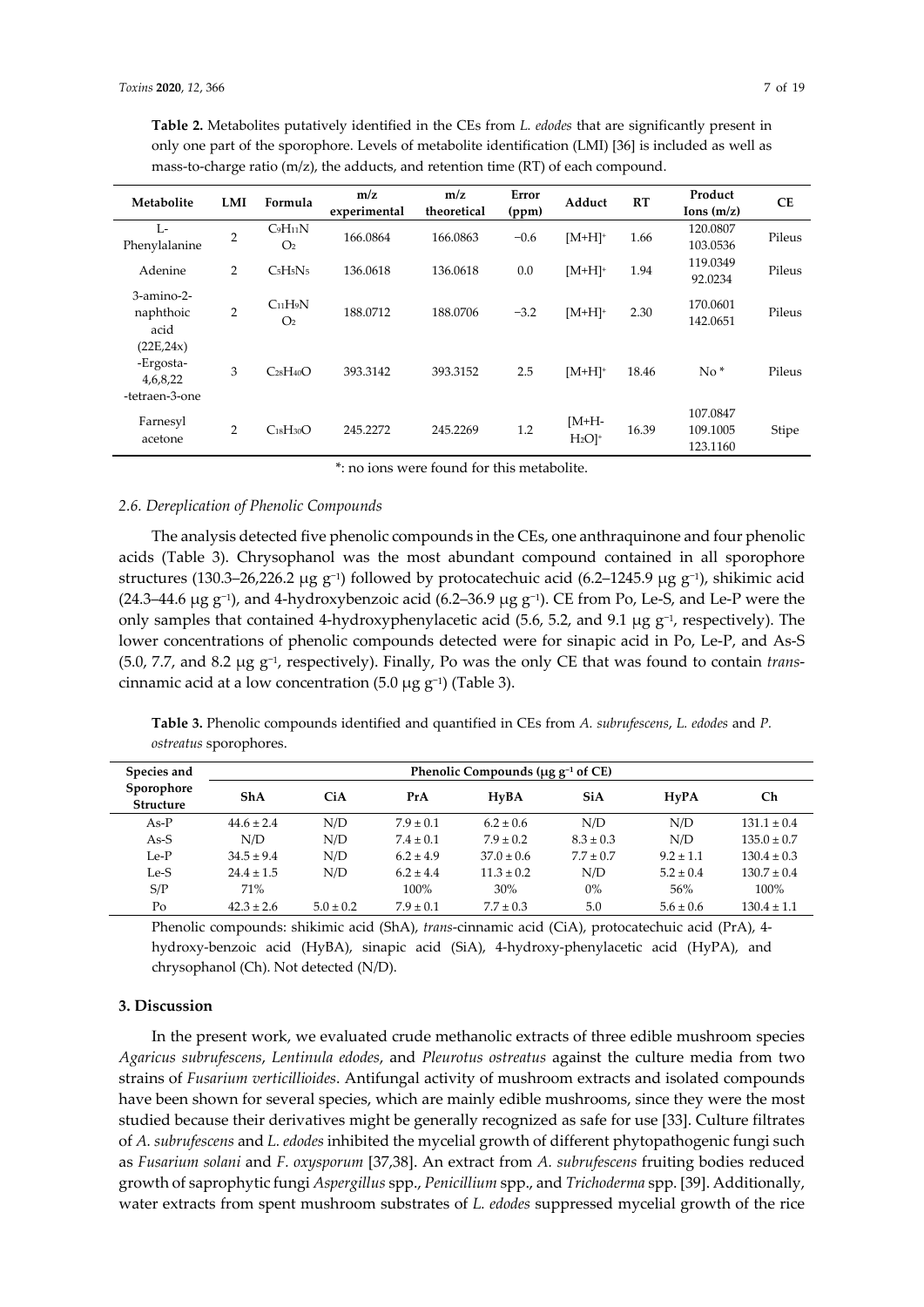**Table 2.** Metabolites putatively identified in the CEs from *L. edodes* that are significantly present in only one part of the sporophore. Levels of metabolite identification (LMI) [36] is included as well as mass-to-charge ratio (m/z), the adducts, and retention time (RT) of each compound.

| Metabolite | LMI | Formula | m/z experimental | m/z theoretical | Error (ppm) | Adduct | RT | Product Ions (m/z) | CE |
|---|---|---|---|---|---|---|---|---|---|
| L-Phenylalanine | 2 | $C_9H_{11}NO_2$ | 166.0864 | 166.0863 | −0.6 | $[M+H]^+$ | 1.66 | 120.0807 103.0536 | Pileus |
| Adenine | 2 | $C_5H_5N_5$ | 136.0618 | 136.0618 | 0.0 | $[M+H]^+$ | 1.94 | 119.0349 92.0234 | Pileus |
| 3-amino-2-naphthoic acid | 2 | $C_{11}H_9NO_2$ | 188.0712 | 188.0706 | −3.2 | $[M+H]^+$ | 2.30 | 170.0601 142.0651 | Pileus |
| (22E,24x)-Ergosta-4,6,8,22-tetraen-3-one | 3 | $C_{28}H_{40}O$ | 393.3142 | 393.3152 | 2.5 | $[M+H]^+$ | 18.46 | No * | Pileus |
| Farnesyl acetone | 2 | $C_{18}H_{30}O$ | 245.2272 | 245.2269 | 1.2 | $[M+H-H_2O]^+$ | 16.39 | 107.0847 109.1005 123.1160 | Stipe |

*: no ions were found for this metabolite.

### 2.6. Dereplication of Phenolic Compounds

The analysis detected five phenolic compounds in the CEs, one anthraquinone and four phenolic acids (Table 3). Chrysophanol was the most abundant compound contained in all sporophore structures (130.3–26,226.2 μg $g^{-1}$) followed by protocatechuic acid (6.2–1245.9 μg $g^{-1}$), shikimic acid (24.3–44.6 μg $g^{-1}$), and 4-hydroxybenzoic acid (6.2–36.9 μg $g^{-1}$). CE from Po, Le-S, and Le-P were the only samples that contained 4-hydroxyphenylacetic acid (5.6, 5.2, and 9.1 μg $g^{-1}$, respectively). The lower concentrations of phenolic compounds detected were for sinapic acid in Po, Le-P, and As-S (5.0, 7.7, and 8.2 μg $g^{-1}$, respectively). Finally, Po was the only CE that was found to contain *trans*-cinnamic acid at a low concentration (5.0 μg $g^{-1}$) (Table 3).

**Table 3.** Phenolic compounds identified and quantified in CEs from *A. subrufescens*, *L. edodes* and *P. ostreatus* sporophores.

| Species and Sporophore Structure | Phenolic Compounds (μg $g^{-1}$ of CE) | | | | | | |
|---|---|---|---|---|---|---|---|
| | **ShA** | **CiA** | **PrA** | **HyBA** | **SiA** | **HyPA** | **Ch** |
| As-P | 44.6 ± 2.4 | N/D | 7.9 ± 0.1 | 6.2 ± 0.6 | N/D | N/D | 131.1 ± 0.4 |
| As-S | N/D | N/D | 7.4 ± 0.1 | 7.9 ± 0.2 | 8.3 ± 0.3 | N/D | 135.0 ± 0.7 |
| Le-P | 34.5 ± 9.4 | N/D | 6.2 ± 4.9 | 37.0 ± 0.6 | 7.7 ± 0.7 | 9.2 ± 1.1 | 130.4 ± 0.3 |
| Le-S | 24.4 ± 1.5 | N/D | 6.2 ± 4.4 | 11.3 ± 0.2 | N/D | 5.2 ± 0.4 | 130.7 ± 0.4 |
| S/P | 71% | | 100% | 30% | 0% | 56% | 100% |
| Po | 42.3 ± 2.6 | 5.0 ± 0.2 | 7.9 ± 0.1 | 7.7 ± 0.3 | 5.0 | 5.6 ± 0.6 | 130.4 ± 1.1 |

Phenolic compounds: shikimic acid (ShA), *trans*-cinnamic acid (CiA), protocatechuic acid (PrA), 4-hydroxy-benzoic acid (HyBA), sinapic acid (SiA), 4-hydroxy-phenylacetic acid (HyPA), and chrysophanol (Ch). Not detected (N/D).

## 3. Discussion

In the present work, we evaluated crude methanolic extracts of three edible mushroom species *Agaricus subrufescens*, *Lentinula edodes*, and *Pleurotus ostreatus* against the culture media from two strains of *Fusarium verticillioides*. Antifungal activity of mushroom extracts and isolated compounds have been shown for several species, which are mainly edible mushrooms, since they were the most studied because their derivatives might be generally recognized as safe for use [33]. Culture filtrates of *A. subrufescens* and *L. edodes* inhibited the mycelial growth of different phytopathogenic fungi such as *Fusarium solani* and *F. oxysporum* [37,38]. An extract from *A. subrufescens* fruiting bodies reduced growth of saprophytic fungi *Aspergillus* spp., *Penicillium* spp., and *Trichoderma* spp. [39]. Additionally, water extracts from spent mushroom substrates of *L. edodes* suppressed mycelial growth of the rice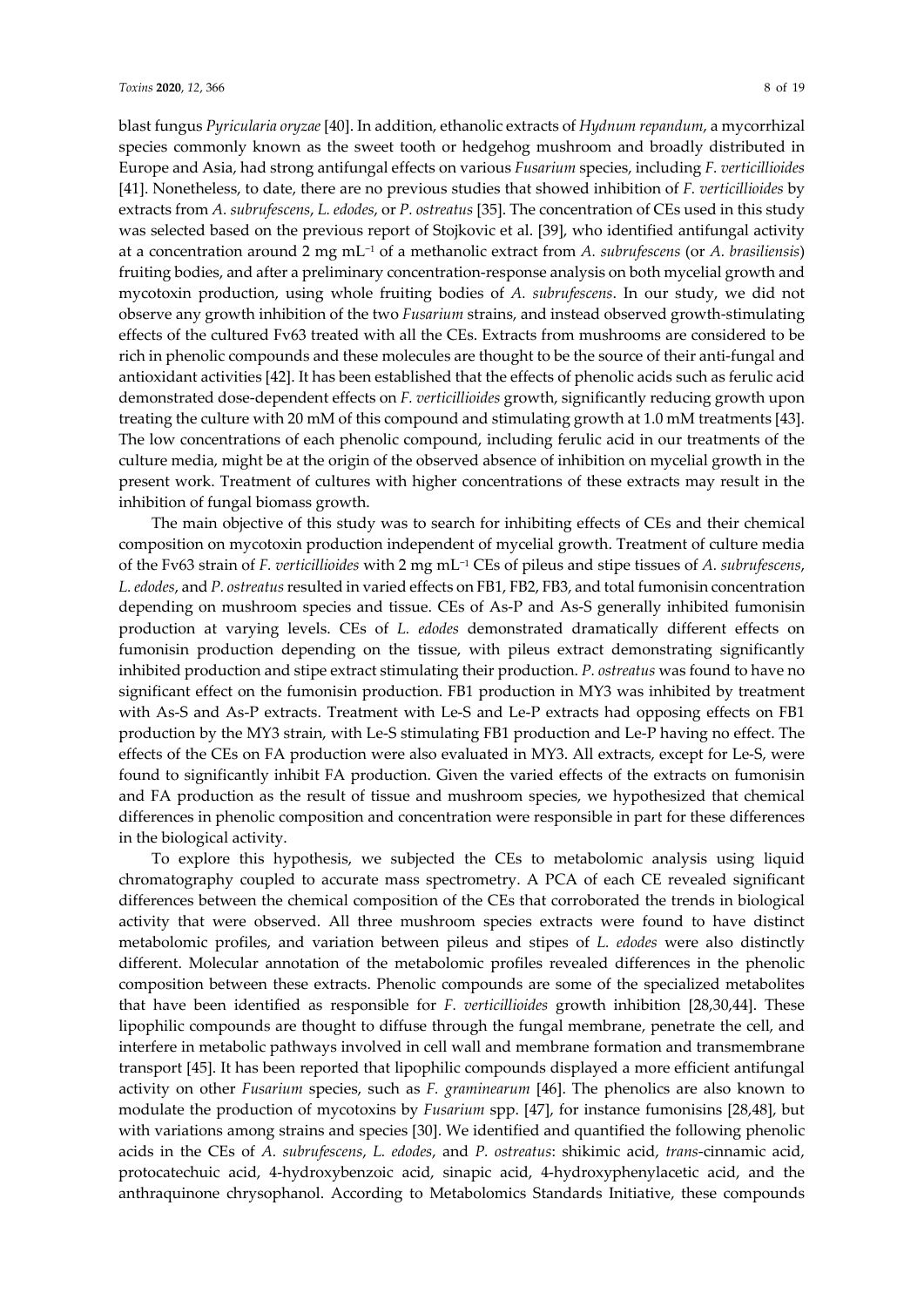blast fungus *Pyricularia oryzae* [40]. In addition, ethanolic extracts of *Hydnum repandum*, a mycorrhizal species commonly known as the sweet tooth or hedgehog mushroom and broadly distributed in Europe and Asia, had strong antifungal effects on various *Fusarium* species, including *F. verticillioides* [41]. Nonetheless, to date, there are no previous studies that showed inhibition of *F. verticillioides* by extracts from *A. subrufescens*, *L. edodes*, or *P. ostreatus* [35]. The concentration of CEs used in this study was selected based on the previous report of Stojkovic et al. [39], who identified antifungal activity at a concentration around 2 mg $mL^{-1}$ of a methanolic extract from *A. subrufescens* (or *A. brasiliensis*) fruiting bodies, and after a preliminary concentration-response analysis on both mycelial growth and mycotoxin production, using whole fruiting bodies of *A. subrufescens*. In our study, we did not observe any growth inhibition of the two *Fusarium* strains, and instead observed growth-stimulating effects of the cultured Fv63 treated with all the CEs. Extracts from mushrooms are considered to be rich in phenolic compounds and these molecules are thought to be the source of their anti-fungal and antioxidant activities [42]. It has been established that the effects of phenolic acids such as ferulic acid demonstrated dose-dependent effects on *F. verticillioides* growth, significantly reducing growth upon treating the culture with 20 mM of this compound and stimulating growth at 1.0 mM treatments [43]. The low concentrations of each phenolic compound, including ferulic acid in our treatments of the culture media, might be at the origin of the observed absence of inhibition on mycelial growth in the present work. Treatment of cultures with higher concentrations of these extracts may result in the inhibition of fungal biomass growth.

The main objective of this study was to search for inhibiting effects of CEs and their chemical composition on mycotoxin production independent of mycelial growth. Treatment of culture media of the Fv63 strain of *F. verticillioides* with 2 mg $mL^{-1}$ CEs of pileus and stipe tissues of *A. subrufescens*, *L. edodes*, and *P. ostreatus* resulted in varied effects on FB1, FB2, FB3, and total fumonisin concentration depending on mushroom species and tissue. CEs of As-P and As-S generally inhibited fumonisin production at varying levels. CEs of *L. edodes* demonstrated dramatically different effects on fumonisin production depending on the tissue, with pileus extract demonstrating significantly inhibited production and stipe extract stimulating their production. *P. ostreatus* was found to have no significant effect on the fumonisin production. FB1 production in MY3 was inhibited by treatment with As-S and As-P extracts. Treatment with Le-S and Le-P extracts had opposing effects on FB1 production by the MY3 strain, with Le-S stimulating FB1 production and Le-P having no effect. The effects of the CEs on FA production were also evaluated in MY3. All extracts, except for Le-S, were found to significantly inhibit FA production. Given the varied effects of the extracts on fumonisin and FA production as the result of tissue and mushroom species, we hypothesized that chemical differences in phenolic composition and concentration were responsible in part for these differences in the biological activity.

To explore this hypothesis, we subjected the CEs to metabolomic analysis using liquid chromatography coupled to accurate mass spectrometry. A PCA of each CE revealed significant differences between the chemical composition of the CEs that corroborated the trends in biological activity that were observed. All three mushroom species extracts were found to have distinct metabolomic profiles, and variation between pileus and stipes of *L. edodes* were also distinctly different. Molecular annotation of the metabolomic profiles revealed differences in the phenolic composition between these extracts. Phenolic compounds are some of the specialized metabolites that have been identified as responsible for *F. verticillioides* growth inhibition [28,30,44]. These lipophilic compounds are thought to diffuse through the fungal membrane, penetrate the cell, and interfere in metabolic pathways involved in cell wall and membrane formation and transmembrane transport [45]. It has been reported that lipophilic compounds displayed a more efficient antifungal activity on other *Fusarium* species, such as *F. graminearum* [46]. The phenolics are also known to modulate the production of mycotoxins by *Fusarium* spp. [47], for instance fumonisins [28,48], but with variations among strains and species [30]. We identified and quantified the following phenolic acids in the CEs of *A. subrufescens*, *L. edodes*, and *P. ostreatus*: shikimic acid, *trans*-cinnamic acid, protocatechuic acid, 4-hydroxybenzoic acid, sinapic acid, 4-hydroxyphenylacetic acid, and the anthraquinone chrysophanol. According to Metabolomics Standards Initiative, these compounds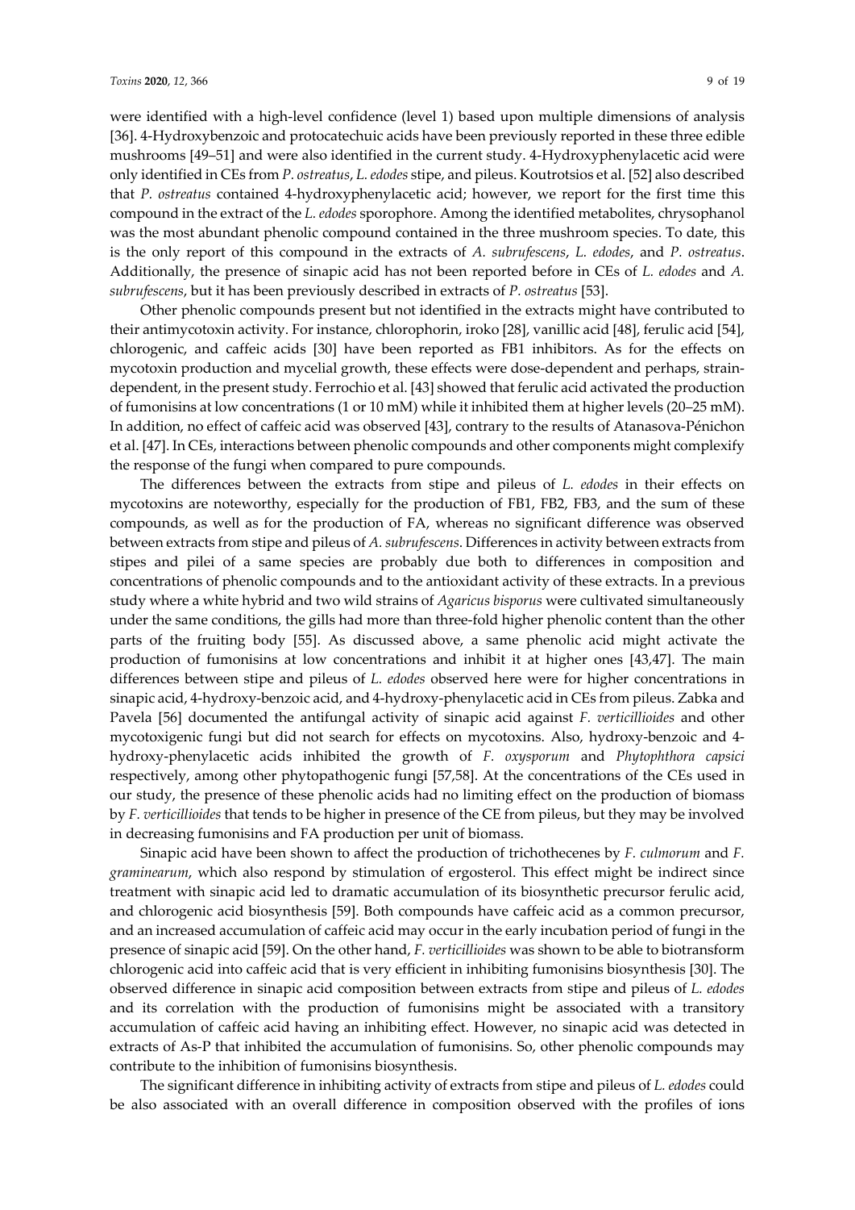were identified with a high-level confidence (level 1) based upon multiple dimensions of analysis [36]. 4-Hydroxybenzoic and protocatechuic acids have been previously reported in these three edible mushrooms [49–51] and were also identified in the current study. 4-Hydroxyphenylacetic acid were only identified in CEs from *P. ostreatus*, *L. edodes* stipe, and pileus. Koutrotsios et al. [52] also described that *P. ostreatus* contained 4-hydroxyphenylacetic acid; however, we report for the first time this compound in the extract of the *L. edodes* sporophore. Among the identified metabolites, chrysophanol was the most abundant phenolic compound contained in the three mushroom species. To date, this is the only report of this compound in the extracts of *A. subrufescens*, *L. edodes*, and *P. ostreatus*. Additionally, the presence of sinapic acid has not been reported before in CEs of *L. edodes* and *A. subrufescens*, but it has been previously described in extracts of *P. ostreatus* [53].

Other phenolic compounds present but not identified in the extracts might have contributed to their antimycotoxin activity. For instance, chlorophorin, iroko [28], vanillic acid [48], ferulic acid [54], chlorogenic, and caffeic acids [30] have been reported as FB1 inhibitors. As for the effects on mycotoxin production and mycelial growth, these effects were dose-dependent and perhaps, strain-dependent, in the present study. Ferrochio et al. [43] showed that ferulic acid activated the production of fumonisins at low concentrations (1 or 10 mM) while it inhibited them at higher levels (20–25 mM). In addition, no effect of caffeic acid was observed [43], contrary to the results of Atanasova-Pénichon et al. [47]. In CEs, interactions between phenolic compounds and other components might complexify the response of the fungi when compared to pure compounds.

The differences between the extracts from stipe and pileus of *L. edodes* in their effects on mycotoxins are noteworthy, especially for the production of FB1, FB2, FB3, and the sum of these compounds, as well as for the production of FA, whereas no significant difference was observed between extracts from stipe and pileus of *A. subrufescens*. Differences in activity between extracts from stipes and pilei of a same species are probably due both to differences in composition and concentrations of phenolic compounds and to the antioxidant activity of these extracts. In a previous study where a white hybrid and two wild strains of *Agaricus bisporus* were cultivated simultaneously under the same conditions, the gills had more than three-fold higher phenolic content than the other parts of the fruiting body [55]. As discussed above, a same phenolic acid might activate the production of fumonisins at low concentrations and inhibit it at higher ones [43,47]. The main differences between stipe and pileus of *L. edodes* observed here were for higher concentrations in sinapic acid, 4-hydroxy-benzoic acid, and 4-hydroxy-phenylacetic acid in CEs from pileus. Zabka and Pavela [56] documented the antifungal activity of sinapic acid against *F. verticillioides* and other mycotoxigenic fungi but did not search for effects on mycotoxins. Also, hydroxy-benzoic and 4-hydroxy-phenylacetic acids inhibited the growth of *F. oxysporum* and *Phytophthora capsici* respectively, among other phytopathogenic fungi [57,58]. At the concentrations of the CEs used in our study, the presence of these phenolic acids had no limiting effect on the production of biomass by *F. verticillioides* that tends to be higher in presence of the CE from pileus, but they may be involved in decreasing fumonisins and FA production per unit of biomass.

Sinapic acid have been shown to affect the production of trichothecenes by *F. culmorum* and *F. graminearum*, which also respond by stimulation of ergosterol. This effect might be indirect since treatment with sinapic acid led to dramatic accumulation of its biosynthetic precursor ferulic acid, and chlorogenic acid biosynthesis [59]. Both compounds have caffeic acid as a common precursor, and an increased accumulation of caffeic acid may occur in the early incubation period of fungi in the presence of sinapic acid [59]. On the other hand, *F. verticillioides* was shown to be able to biotransform chlorogenic acid into caffeic acid that is very efficient in inhibiting fumonisins biosynthesis [30]. The observed difference in sinapic acid composition between extracts from stipe and pileus of *L. edodes* and its correlation with the production of fumonisins might be associated with a transitory accumulation of caffeic acid having an inhibiting effect. However, no sinapic acid was detected in extracts of As-P that inhibited the accumulation of fumonisins. So, other phenolic compounds may contribute to the inhibition of fumonisins biosynthesis.

The significant difference in inhibiting activity of extracts from stipe and pileus of *L. edodes* could be also associated with an overall difference in composition observed with the profiles of ions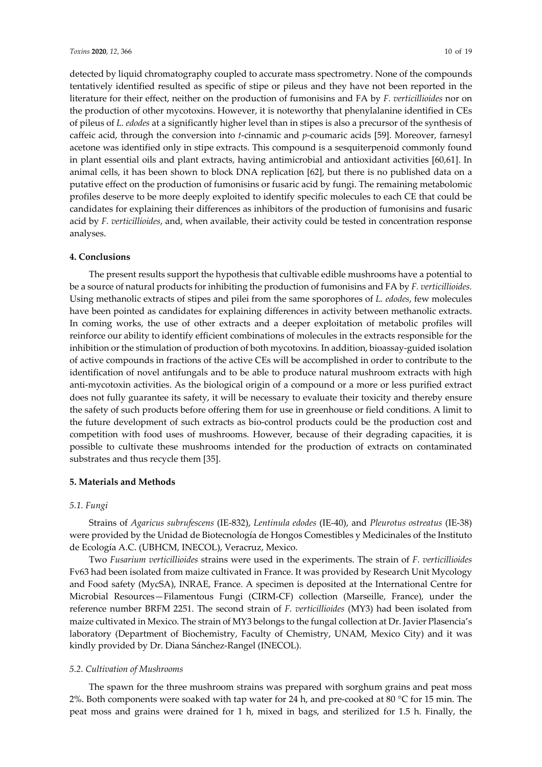detected by liquid chromatography coupled to accurate mass spectrometry. None of the compounds tentatively identified resulted as specific of stipe or pileus and they have not been reported in the literature for their effect, neither on the production of fumonisins and FA by *F. verticillioides* nor on the production of other mycotoxins. However, it is noteworthy that phenylalanine identified in CEs of pileus of *L. edodes* at a significantly higher level than in stipes is also a precursor of the synthesis of caffeic acid, through the conversion into *t*-cinnamic and *p*-coumaric acids [59]. Moreover, farnesyl acetone was identified only in stipe extracts. This compound is a sesquiterpenoid commonly found in plant essential oils and plant extracts, having antimicrobial and antioxidant activities [60,61]. In animal cells, it has been shown to block DNA replication [62], but there is no published data on a putative effect on the production of fumonisins or fusaric acid by fungi. The remaining metabolomic profiles deserve to be more deeply exploited to identify specific molecules to each CE that could be candidates for explaining their differences as inhibitors of the production of fumonisins and fusaric acid by *F. verticillioides*, and, when available, their activity could be tested in concentration response analyses.

## 4. Conclusions

The present results support the hypothesis that cultivable edible mushrooms have a potential to be a source of natural products for inhibiting the production of fumonisins and FA by *F. verticillioides.* Using methanolic extracts of stipes and pilei from the same sporophores of *L. edodes*, few molecules have been pointed as candidates for explaining differences in activity between methanolic extracts. In coming works, the use of other extracts and a deeper exploitation of metabolic profiles will reinforce our ability to identify efficient combinations of molecules in the extracts responsible for the inhibition or the stimulation of production of both mycotoxins. In addition, bioassay-guided isolation of active compounds in fractions of the active CEs will be accomplished in order to contribute to the identification of novel antifungals and to be able to produce natural mushroom extracts with high anti-mycotoxin activities. As the biological origin of a compound or a more or less purified extract does not fully guarantee its safety, it will be necessary to evaluate their toxicity and thereby ensure the safety of such products before offering them for use in greenhouse or field conditions. A limit to the future development of such extracts as bio-control products could be the production cost and competition with food uses of mushrooms. However, because of their degrading capacities, it is possible to cultivate these mushrooms intended for the production of extracts on contaminated substrates and thus recycle them [35].

## 5. Materials and Methods

### 5.1. Fungi

Strains of *Agaricus subrufescens* (IE-832), *Lentinula edodes* (IE-40), and *Pleurotus ostreatus* (IE-38) were provided by the Unidad de Biotecnología de Hongos Comestibles y Medicinales of the Instituto de Ecología A.C. (UBHCM, INECOL), Veracruz, Mexico.

Two *Fusarium verticillioides* strains were used in the experiments. The strain of *F. verticillioides* Fv63 had been isolated from maize cultivated in France. It was provided by Research Unit Mycology and Food safety (MycSA), INRAE, France. A specimen is deposited at the International Centre for Microbial Resources—Filamentous Fungi (CIRM-CF) collection (Marseille, France), under the reference number BRFM 2251. The second strain of *F. verticillioides* (MY3) had been isolated from maize cultivated in Mexico. The strain of MY3 belongs to the fungal collection at Dr. Javier Plasencia's laboratory (Department of Biochemistry, Faculty of Chemistry, UNAM, Mexico City) and it was kindly provided by Dr. Diana Sánchez-Rangel (INECOL).

### 5.2. Cultivation of Mushrooms

The spawn for the three mushroom strains was prepared with sorghum grains and peat moss 2%. Both components were soaked with tap water for 24 h, and pre-cooked at 80 °C for 15 min. The peat moss and grains were drained for 1 h, mixed in bags, and sterilized for 1.5 h. Finally, the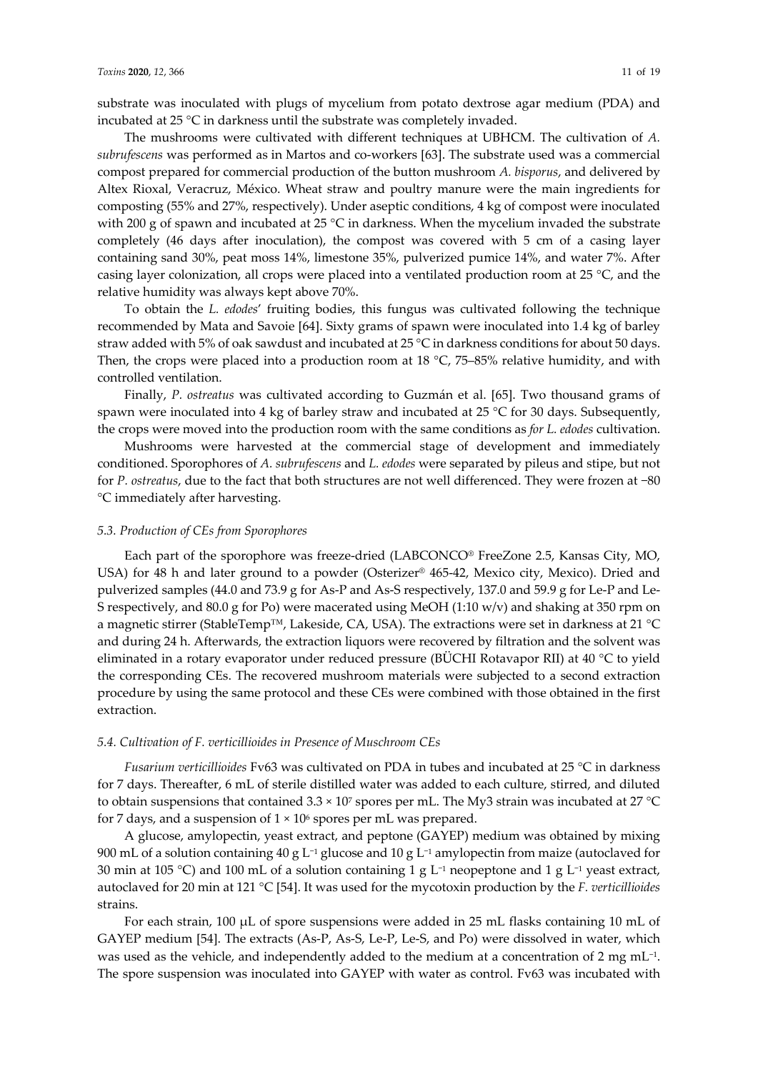substrate was inoculated with plugs of mycelium from potato dextrose agar medium (PDA) and incubated at 25 °C in darkness until the substrate was completely invaded.

The mushrooms were cultivated with different techniques at UBHCM. The cultivation of *A. subrufescens* was performed as in Martos and co-workers [63]. The substrate used was a commercial compost prepared for commercial production of the button mushroom *A. bisporus*, and delivered by Altex Rioxal, Veracruz, México. Wheat straw and poultry manure were the main ingredients for composting (55% and 27%, respectively). Under aseptic conditions, 4 kg of compost were inoculated with 200 g of spawn and incubated at 25 °C in darkness. When the mycelium invaded the substrate completely (46 days after inoculation), the compost was covered with 5 cm of a casing layer containing sand 30%, peat moss 14%, limestone 35%, pulverized pumice 14%, and water 7%. After casing layer colonization, all crops were placed into a ventilated production room at 25 °C, and the relative humidity was always kept above 70%.

To obtain the *L. edodes*' fruiting bodies, this fungus was cultivated following the technique recommended by Mata and Savoie [64]. Sixty grams of spawn were inoculated into 1.4 kg of barley straw added with 5% of oak sawdust and incubated at 25 °C in darkness conditions for about 50 days. Then, the crops were placed into a production room at 18 °C, 75–85% relative humidity, and with controlled ventilation.

Finally, *P. ostreatus* was cultivated according to Guzmán et al. [65]. Two thousand grams of spawn were inoculated into 4 kg of barley straw and incubated at 25 °C for 30 days. Subsequently, the crops were moved into the production room with the same conditions as *for L. edodes* cultivation.

Mushrooms were harvested at the commercial stage of development and immediately conditioned. Sporophores of *A. subrufescens* and *L. edodes* were separated by pileus and stipe, but not for *P. ostreatus*, due to the fact that both structures are not well differenced. They were frozen at −80 °C immediately after harvesting.

### *5.3. Production of CEs from Sporophores*

Each part of the sporophore was freeze-dried (LABCONCO® FreeZone 2.5, Kansas City, MO, USA) for 48 h and later ground to a powder (Osterizer® 465-42, Mexico city, Mexico). Dried and pulverized samples (44.0 and 73.9 g for As-P and As-S respectively, 137.0 and 59.9 g for Le-P and Le-S respectively, and 80.0 g for Po) were macerated using MeOH (1:10 w/v) and shaking at 350 rpm on a magnetic stirrer (StableTemp™, Lakeside, CA, USA). The extractions were set in darkness at 21 °C and during 24 h. Afterwards, the extraction liquors were recovered by filtration and the solvent was eliminated in a rotary evaporator under reduced pressure (BÜCHI Rotavapor RII) at 40 °C to yield the corresponding CEs. The recovered mushroom materials were subjected to a second extraction procedure by using the same protocol and these CEs were combined with those obtained in the first extraction.

### *5.4. Cultivation of F. verticillioides in Presence of Muschroom CEs*

*Fusarium verticillioides* Fv63 was cultivated on PDA in tubes and incubated at 25 °C in darkness for 7 days. Thereafter, 6 mL of sterile distilled water was added to each culture, stirred, and diluted to obtain suspensions that contained $3.3 \times 10^7$ spores per mL. The My3 strain was incubated at 27 °C for 7 days, and a suspension of $1 \times 10^6$ spores per mL was prepared.

A glucose, amylopectin, yeast extract, and peptone (GAYEP) medium was obtained by mixing 900 mL of a solution containing 40 g $L^{-1}$ glucose and 10 g $L^{-1}$ amylopectin from maize (autoclaved for 30 min at 105 °C) and 100 mL of a solution containing 1 g $L^{-1}$ neopeptone and 1 g $L^{-1}$ yeast extract, autoclaved for 20 min at 121 °C [54]. It was used for the mycotoxin production by the *F. verticillioides* strains.

For each strain, 100 μL of spore suspensions were added in 25 mL flasks containing 10 mL of GAYEP medium [54]. The extracts (As-P, As-S, Le-P, Le-S, and Po) were dissolved in water, which was used as the vehicle, and independently added to the medium at a concentration of 2 mg $mL^{-1}$. The spore suspension was inoculated into GAYEP with water as control. Fv63 was incubated with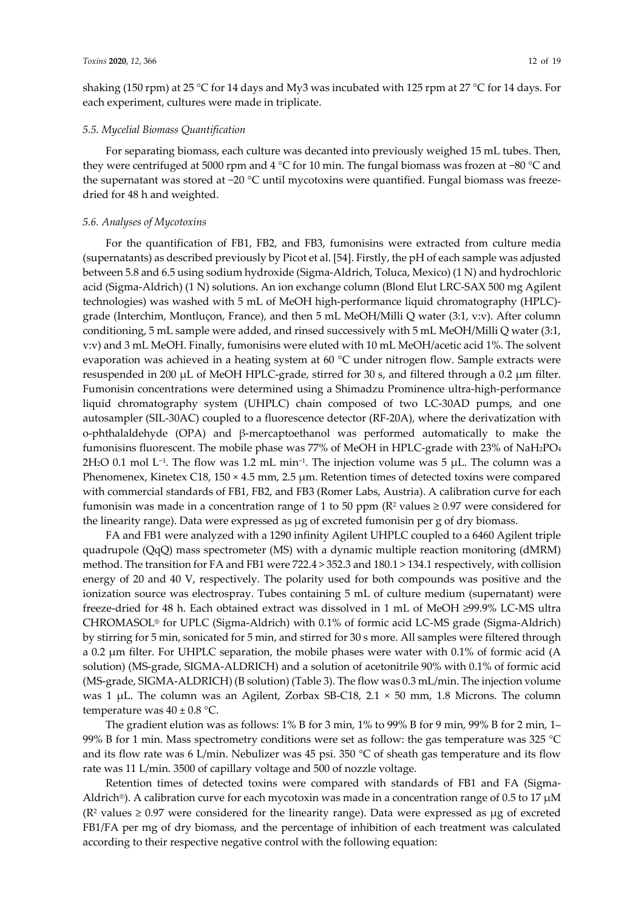shaking (150 rpm) at 25 °C for 14 days and My3 was incubated with 125 rpm at 27 °C for 14 days. For each experiment, cultures were made in triplicate.

### *5.5. Mycelial Biomass Quantification*

For separating biomass, each culture was decanted into previously weighed 15 mL tubes. Then, they were centrifuged at 5000 rpm and 4 °C for 10 min. The fungal biomass was frozen at −80 °C and the supernatant was stored at −20 °C until mycotoxins were quantified. Fungal biomass was freeze-dried for 48 h and weighted.

### *5.6. Analyses of Mycotoxins*

For the quantification of FB1, FB2, and FB3, fumonisins were extracted from culture media (supernatants) as described previously by Picot et al. [54]. Firstly, the pH of each sample was adjusted between 5.8 and 6.5 using sodium hydroxide (Sigma-Aldrich, Toluca, Mexico) (1 N) and hydrochloric acid (Sigma-Aldrich) (1 N) solutions. An ion exchange column (Blond Elut LRC-SAX 500 mg Agilent technologies) was washed with 5 mL of MeOH high-performance liquid chromatography (HPLC)-grade (Interchim, Montluçon, France), and then 5 mL MeOH/Milli Q water (3:1, v:v). After column conditioning, 5 mL sample were added, and rinsed successively with 5 mL MeOH/Milli Q water (3:1, v:v) and 3 mL MeOH. Finally, fumonisins were eluted with 10 mL MeOH/acetic acid 1%. The solvent evaporation was achieved in a heating system at 60 °C under nitrogen flow. Sample extracts were resuspended in 200 µL of MeOH HPLC-grade, stirred for 30 s, and filtered through a 0.2 µm filter. Fumonisin concentrations were determined using a Shimadzu Prominence ultra-high-performance liquid chromatography system (UHPLC) chain composed of two LC-30AD pumps, and one autosampler (SIL-30AC) coupled to a fluorescence detector (RF-20A), where the derivatization with o-phthalaldehyde (OPA) and β-mercaptoethanol was performed automatically to make the fumonisins fluorescent. The mobile phase was 77% of MeOH in HPLC-grade with 23% of $NaH_2PO_4$ $2H_2O$ 0.1 mol $L^{-1}$. The flow was 1.2 mL $min^{-1}$. The injection volume was 5 µL. The column was a Phenomenex, Kinetex C18, 150 × 4.5 mm, 2.5 µm. Retention times of detected toxins were compared with commercial standards of FB1, FB2, and FB3 (Romer Labs, Austria). A calibration curve for each fumonisin was made in a concentration range of 1 to 50 ppm ($R^2$ values ≥ 0.97 were considered for the linearity range). Data were expressed as µg of excreted fumonisin per g of dry biomass.

FA and FB1 were analyzed with a 1290 infinity Agilent UHPLC coupled to a 6460 Agilent triple quadrupole (QqQ) mass spectrometer (MS) with a dynamic multiple reaction monitoring (dMRM) method. The transition for FA and FB1 were 722.4 > 352.3 and 180.1 > 134.1 respectively, with collision energy of 20 and 40 V, respectively. The polarity used for both compounds was positive and the ionization source was electrospray. Tubes containing 5 mL of culture medium (supernatant) were freeze-dried for 48 h. Each obtained extract was dissolved in 1 mL of MeOH ≥99.9% LC-MS ultra CHROMASOL® for UPLC (Sigma-Aldrich) with 0.1% of formic acid LC-MS grade (Sigma-Aldrich) by stirring for 5 min, sonicated for 5 min, and stirred for 30 s more. All samples were filtered through a 0.2 µm filter. For UHPLC separation, the mobile phases were water with 0.1% of formic acid (A solution) (MS-grade, SIGMA-ALDRICH) and a solution of acetonitrile 90% with 0.1% of formic acid (MS-grade, SIGMA-ALDRICH) (B solution) (Table 3). The flow was 0.3 mL/min. The injection volume was 1 µL. The column was an Agilent, Zorbax SB-C18, 2.1 × 50 mm, 1.8 Microns. The column temperature was 40 ± 0.8 °C.

The gradient elution was as follows: 1% B for 3 min, 1% to 99% B for 9 min, 99% B for 2 min, 1–99% B for 1 min. Mass spectrometry conditions were set as follow: the gas temperature was 325 °C and its flow rate was 6 L/min. Nebulizer was 45 psi. 350 °C of sheath gas temperature and its flow rate was 11 L/min. 3500 of capillary voltage and 500 of nozzle voltage.

Retention times of detected toxins were compared with standards of FB1 and FA (Sigma-Aldrich®). A calibration curve for each mycotoxin was made in a concentration range of 0.5 to 17 µM ($R^2$ values ≥ 0.97 were considered for the linearity range). Data were expressed as µg of excreted FB1/FA per mg of dry biomass, and the percentage of inhibition of each treatment was calculated according to their respective negative control with the following equation: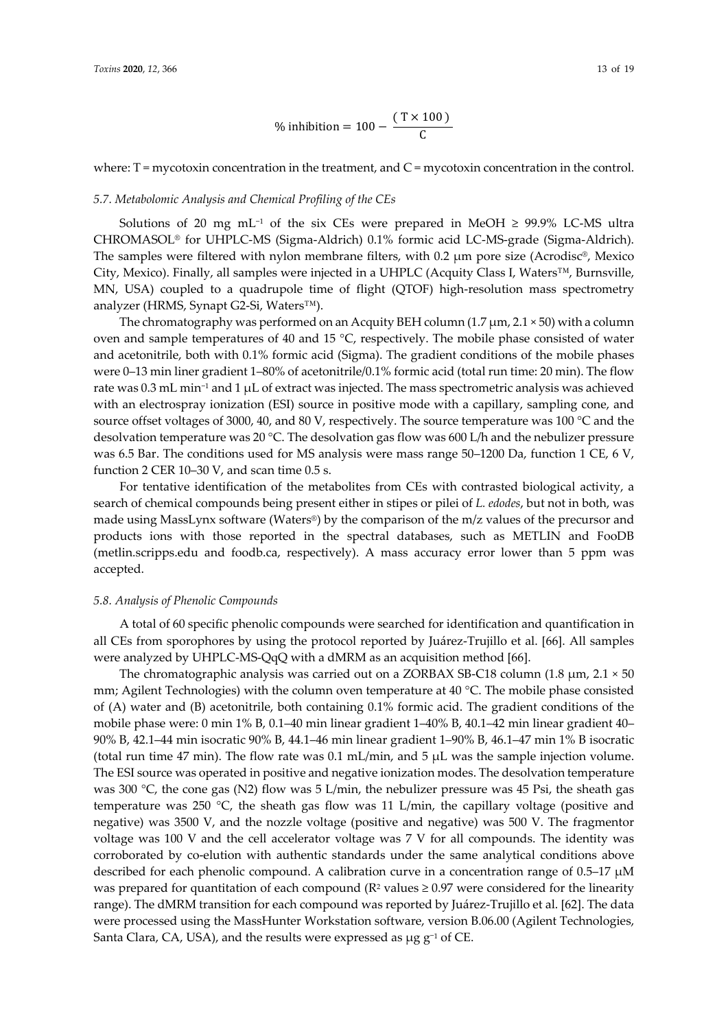$$\% \text{ inhibition} = 100 - \frac{(\text{T} \times 100)}{\text{C}}$$

where: T = mycotoxin concentration in the treatment, and C = mycotoxin concentration in the control.

### 5.7. Metabolomic Analysis and Chemical Profiling of the CEs

Solutions of 20 mg mL$^{-1}$ of the six CEs were prepared in MeOH ≥ 99.9% LC-MS ultra CHROMASOL® for UHPLC-MS (Sigma-Aldrich) 0.1% formic acid LC-MS-grade (Sigma-Aldrich). The samples were filtered with nylon membrane filters, with 0.2 μm pore size (Acrodisc®, Mexico City, Mexico). Finally, all samples were injected in a UHPLC (Acquity Class I, Waters™, Burnsville, MN, USA) coupled to a quadrupole time of flight (QTOF) high-resolution mass spectrometry analyzer (HRMS, Synapt G2-Si, Waters™).

The chromatography was performed on an Acquity BEH column (1.7 μm, 2.1 × 50) with a column oven and sample temperatures of 40 and 15 °C, respectively. The mobile phase consisted of water and acetonitrile, both with 0.1% formic acid (Sigma). The gradient conditions of the mobile phases were 0–13 min liner gradient 1–80% of acetonitrile/0.1% formic acid (total run time: 20 min). The flow rate was 0.3 mL min$^{-1}$ and 1 μL of extract was injected. The mass spectrometric analysis was achieved with an electrospray ionization (ESI) source in positive mode with a capillary, sampling cone, and source offset voltages of 3000, 40, and 80 V, respectively. The source temperature was 100 °C and the desolvation temperature was 20 °C. The desolvation gas flow was 600 L/h and the nebulizer pressure was 6.5 Bar. The conditions used for MS analysis were mass range 50–1200 Da, function 1 CE, 6 V, function 2 CER 10–30 V, and scan time 0.5 s.

For tentative identification of the metabolites from CEs with contrasted biological activity, a search of chemical compounds being present either in stipes or pilei of *L. edodes*, but not in both, was made using MassLynx software (Waters®) by the comparison of the m/z values of the precursor and products ions with those reported in the spectral databases, such as METLIN and FooDB (metlin.scripps.edu and foodb.ca, respectively). A mass accuracy error lower than 5 ppm was accepted.

### 5.8. Analysis of Phenolic Compounds

A total of 60 specific phenolic compounds were searched for identification and quantification in all CEs from sporophores by using the protocol reported by Juárez-Trujillo et al. [66]. All samples were analyzed by UHPLC-MS-QqQ with a dMRM as an acquisition method [66].

The chromatographic analysis was carried out on a ZORBAX SB-C18 column (1.8 μm, 2.1 × 50 mm; Agilent Technologies) with the column oven temperature at 40 °C. The mobile phase consisted of (A) water and (B) acetonitrile, both containing 0.1% formic acid. The gradient conditions of the mobile phase were: 0 min 1% B, 0.1–40 min linear gradient 1–40% B, 40.1–42 min linear gradient 40–90% B, 42.1–44 min isocratic 90% B, 44.1–46 min linear gradient 1–90% B, 46.1–47 min 1% B isocratic (total run time 47 min). The flow rate was 0.1 mL/min, and 5 μL was the sample injection volume. The ESI source was operated in positive and negative ionization modes. The desolvation temperature was 300 °C, the cone gas ($N_2$) flow was 5 L/min, the nebulizer pressure was 45 Psi, the sheath gas temperature was 250 °C, the sheath gas flow was 11 L/min, the capillary voltage (positive and negative) was 3500 V, and the nozzle voltage (positive and negative) was 500 V. The fragmentor voltage was 100 V and the cell accelerator voltage was 7 V for all compounds. The identity was corroborated by co-elution with authentic standards under the same analytical conditions above described for each phenolic compound. A calibration curve in a concentration range of 0.5–17 μM was prepared for quantitation of each compound ($R^2$ values ≥ 0.97 were considered for the linearity range). The dMRM transition for each compound was reported by Juárez-Trujillo et al. [62]. The data were processed using the MassHunter Workstation software, version B.06.00 (Agilent Technologies, Santa Clara, CA, USA), and the results were expressed as μg g$^{-1}$ of CE.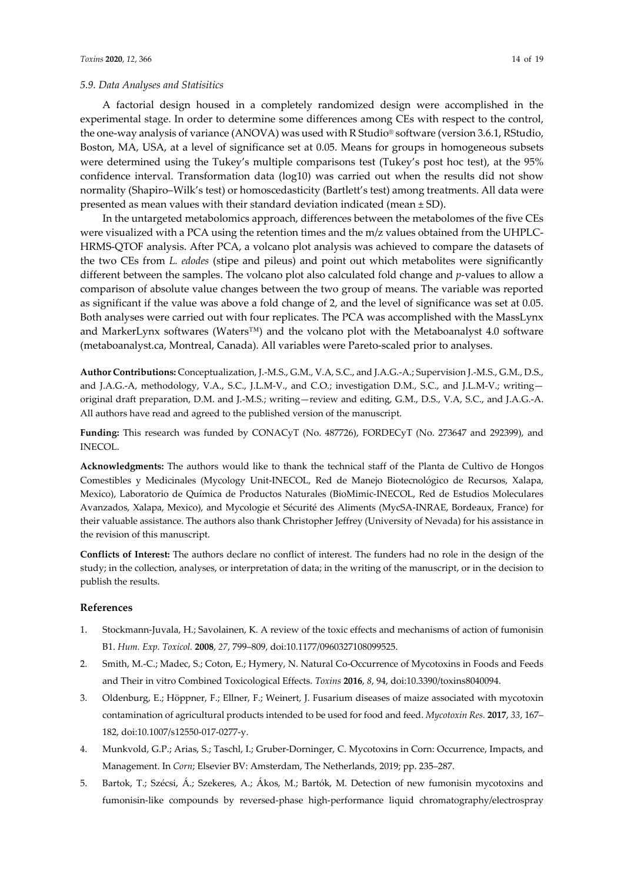### 5.9. Data Analyses and Statisitics

A factorial design housed in a completely randomized design were accomplished in the experimental stage. In order to determine some differences among CEs with respect to the control, the one-way analysis of variance (ANOVA) was used with R Studio® software (version 3.6.1, RStudio, Boston, MA, USA, at a level of significance set at 0.05. Means for groups in homogeneous subsets were determined using the Tukey's multiple comparisons test (Tukey's post hoc test), at the 95% confidence interval. Transformation data (log10) was carried out when the results did not show normality (Shapiro–Wilk's test) or homoscedasticity (Bartlett's test) among treatments. All data were presented as mean values with their standard deviation indicated (mean ± SD).

In the untargeted metabolomics approach, differences between the metabolomes of the five CEs were visualized with a PCA using the retention times and the m/z values obtained from the UHPLC-HRMS-QTOF analysis. After PCA, a volcano plot analysis was achieved to compare the datasets of the two CEs from *L. edodes* (stipe and pileus) and point out which metabolites were significantly different between the samples. The volcano plot also calculated fold change and *p*-values to allow a comparison of absolute value changes between the two group of means. The variable was reported as significant if the value was above a fold change of 2, and the level of significance was set at 0.05. Both analyses were carried out with four replicates. The PCA was accomplished with the MassLynx and MarkerLynx softwares (Waters™) and the volcano plot with the Metaboanalyst 4.0 software (metaboanalyst.ca, Montreal, Canada). All variables were Pareto-scaled prior to analyses.

**Author Contributions:** Conceptualization, J.-M.S., G.M., V.A, S.C., and J.A.G.-A.; Supervision J.-M.S., G.M., D.S., and J.A.G.-A, methodology, V.A., S.C., J.L.M-V., and C.O.; investigation D.M., S.C., and J.L.M-V.; writing—original draft preparation, D.M. and J.-M.S.; writing—review and editing, G.M., D.S., V.A, S.C., and J.A.G.-A. All authors have read and agreed to the published version of the manuscript.

**Funding:** This research was funded by CONACyT (No. 487726), FORDECyT (No. 273647 and 292399), and INECOL.

**Acknowledgments:** The authors would like to thank the technical staff of the Planta de Cultivo de Hongos Comestibles y Medicinales (Mycology Unit-INECOL, Red de Manejo Biotecnológico de Recursos, Xalapa, Mexico), Laboratorio de Química de Productos Naturales (BioMimic-INECOL, Red de Estudios Moleculares Avanzados, Xalapa, Mexico), and Mycologie et Sécurité des Aliments (MycSA-INRAE, Bordeaux, France) for their valuable assistance. The authors also thank Christopher Jeffrey (University of Nevada) for his assistance in the revision of this manuscript.

**Conflicts of Interest:** The authors declare no conflict of interest. The funders had no role in the design of the study; in the collection, analyses, or interpretation of data; in the writing of the manuscript, or in the decision to publish the results.

## References

1. Stockmann-Juvala, H.; Savolainen, K. A review of the toxic effects and mechanisms of action of fumonisin B1. *Hum. Exp. Toxicol.* **2008**, *27*, 799–809, doi:10.1177/0960327108099525.
2. Smith, M.-C.; Madec, S.; Coton, E.; Hymery, N. Natural Co-Occurrence of Mycotoxins in Foods and Feeds and Their in vitro Combined Toxicological Effects. *Toxins* **2016**, *8*, 94, doi:10.3390/toxins8040094.
3. Oldenburg, E.; Höppner, F.; Ellner, F.; Weinert, J. Fusarium diseases of maize associated with mycotoxin contamination of agricultural products intended to be used for food and feed. *Mycotoxin Res.* **2017**, *33*, 167–182, doi:10.1007/s12550-017-0277-y.
4. Munkvold, G.P.; Arias, S.; Taschl, I.; Gruber-Dorninger, C. Mycotoxins in Corn: Occurrence, Impacts, and Management. In *Corn*; Elsevier BV: Amsterdam, The Netherlands, 2019; pp. 235–287.
5. Bartok, T.; Szécsi, Á.; Szekeres, A.; Ákos, M.; Bartók, M. Detection of new fumonisin mycotoxins and fumonisin-like compounds by reversed-phase high-performance liquid chromatography/electrospray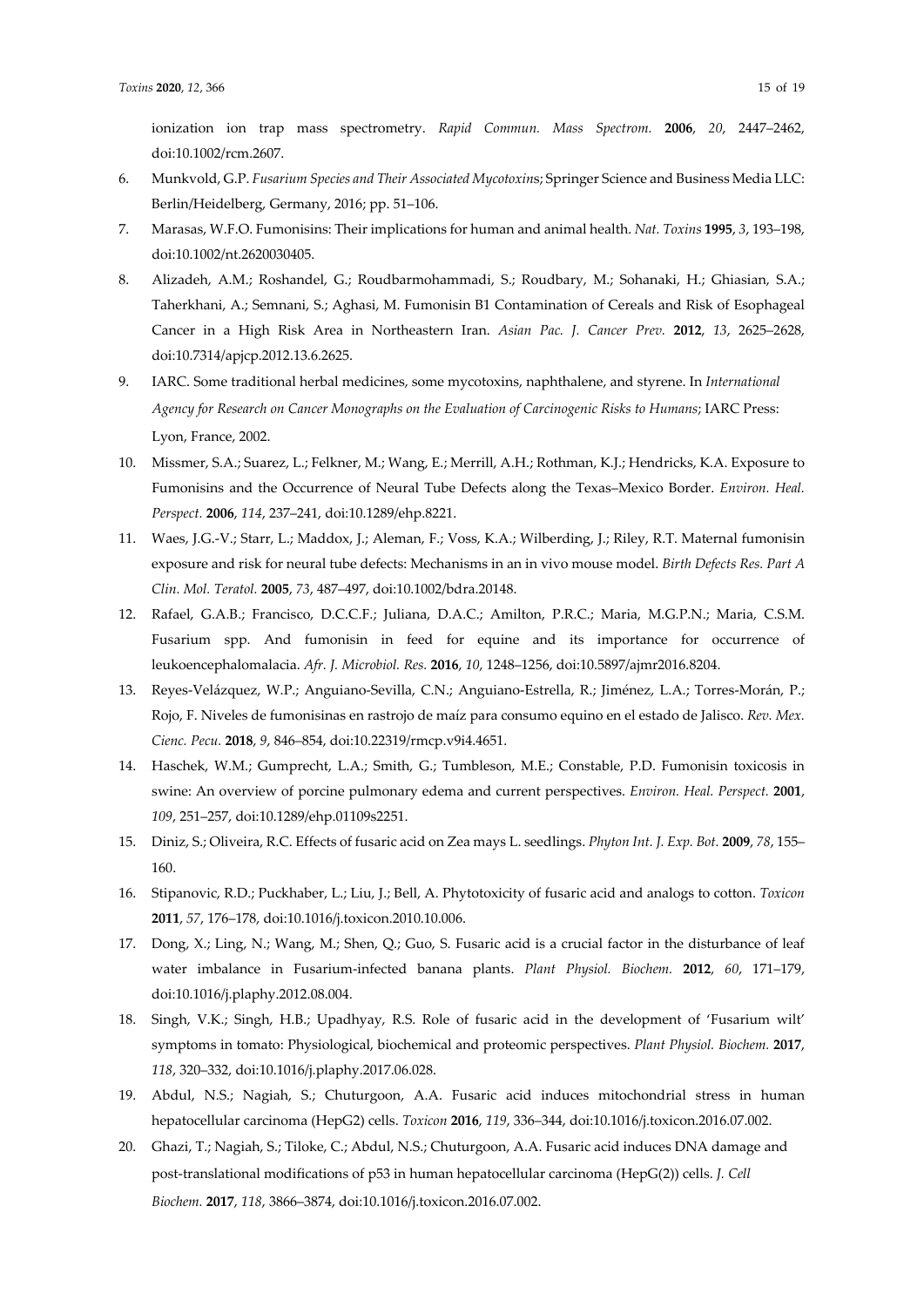ionization ion trap mass spectrometry. *Rapid Commun. Mass Spectrom.* **2006**, *20*, 2447–2462, doi:10.1002/rcm.2607.

6. Munkvold, G.P. *Fusarium Species and Their Associated Mycotoxins*; Springer Science and Business Media LLC: Berlin/Heidelberg, Germany, 2016; pp. 51–106.
7. Marasas, W.F.O. Fumonisins: Their implications for human and animal health. *Nat. Toxins* **1995**, *3*, 193–198, doi:10.1002/nt.2620030405.
8. Alizadeh, A.M.; Roshandel, G.; Roudbarmohammadi, S.; Roudbary, M.; Sohanaki, H.; Ghiasian, S.A.; Taherkhani, A.; Semnani, S.; Aghasi, M. Fumonisin B1 Contamination of Cereals and Risk of Esophageal Cancer in a High Risk Area in Northeastern Iran. *Asian Pac. J. Cancer Prev.* **2012**, *13*, 2625–2628, doi:10.7314/apjcp.2012.13.6.2625.
9. IARC. Some traditional herbal medicines, some mycotoxins, naphthalene, and styrene. In *International Agency for Research on Cancer Monographs on the Evaluation of Carcinogenic Risks to Humans*; IARC Press: Lyon, France, 2002.
10. Missmer, S.A.; Suarez, L.; Felkner, M.; Wang, E.; Merrill, A.H.; Rothman, K.J.; Hendricks, K.A. Exposure to Fumonisins and the Occurrence of Neural Tube Defects along the Texas–Mexico Border. *Environ. Heal. Perspect.* **2006**, *114*, 237–241, doi:10.1289/ehp.8221.
11. Waes, J.G.-V.; Starr, L.; Maddox, J.; Aleman, F.; Voss, K.A.; Wilberding, J.; Riley, R.T. Maternal fumonisin exposure and risk for neural tube defects: Mechanisms in an in vivo mouse model. *Birth Defects Res. Part A Clin. Mol. Teratol.* **2005**, *73*, 487–497, doi:10.1002/bdra.20148.
12. Rafael, G.A.B.; Francisco, D.C.C.F.; Juliana, D.A.C.; Amilton, P.R.C.; Maria, M.G.P.N.; Maria, C.S.M. Fusarium spp. And fumonisin in feed for equine and its importance for occurrence of leukoencephalomalacia. *Afr. J. Microbiol. Res.* **2016**, *10*, 1248–1256, doi:10.5897/ajmr2016.8204.
13. Reyes-Velázquez, W.P.; Anguiano-Sevilla, C.N.; Anguiano-Estrella, R.; Jiménez, L.A.; Torres-Morán, P.; Rojo, F. Niveles de fumonisinas en rastrojo de maíz para consumo equino en el estado de Jalisco. *Rev. Mex. Cienc. Pecu.* **2018**, *9*, 846–854, doi:10.22319/rmcp.v9i4.4651.
14. Haschek, W.M.; Gumprecht, L.A.; Smith, G.; Tumbleson, M.E.; Constable, P.D. Fumonisin toxicosis in swine: An overview of porcine pulmonary edema and current perspectives. *Environ. Heal. Perspect.* **2001**, *109*, 251–257, doi:10.1289/ehp.01109s2251.
15. Diniz, S.; Oliveira, R.C. Effects of fusaric acid on Zea mays L. seedlings. *Phyton Int. J. Exp. Bot.* **2009**, *78*, 155–160.
16. Stipanovic, R.D.; Puckhaber, L.; Liu, J.; Bell, A. Phytotoxicity of fusaric acid and analogs to cotton. *Toxicon* **2011**, *57*, 176–178, doi:10.1016/j.toxicon.2010.10.006.
17. Dong, X.; Ling, N.; Wang, M.; Shen, Q.; Guo, S. Fusaric acid is a crucial factor in the disturbance of leaf water imbalance in Fusarium-infected banana plants. *Plant Physiol. Biochem.* **2012**, *60*, 171–179, doi:10.1016/j.plaphy.2012.08.004.
18. Singh, V.K.; Singh, H.B.; Upadhyay, R.S. Role of fusaric acid in the development of 'Fusarium wilt' symptoms in tomato: Physiological, biochemical and proteomic perspectives. *Plant Physiol. Biochem.* **2017**, *118*, 320–332, doi:10.1016/j.plaphy.2017.06.028.
19. Abdul, N.S.; Nagiah, S.; Chuturgoon, A.A. Fusaric acid induces mitochondrial stress in human hepatocellular carcinoma (HepG2) cells. *Toxicon* **2016**, *119*, 336–344, doi:10.1016/j.toxicon.2016.07.002.
20. Ghazi, T.; Nagiah, S.; Tiloke, C.; Abdul, N.S.; Chuturgoon, A.A. Fusaric acid induces DNA damage and post-translational modifications of p53 in human hepatocellular carcinoma (HepG(2)) cells. *J. Cell Biochem.* **2017**, *118*, 3866–3874, doi:10.1016/j.toxicon.2016.07.002.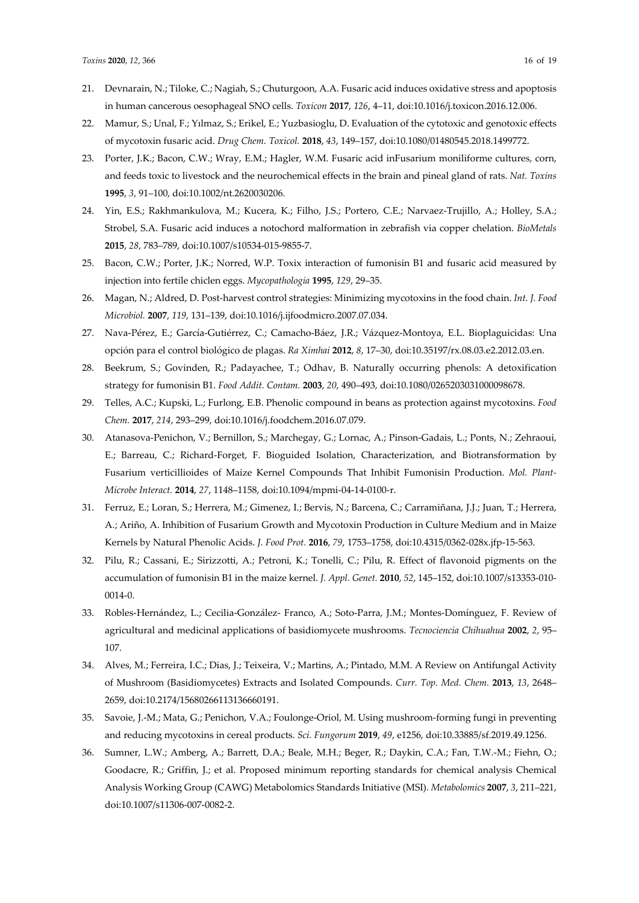21. Devnarain, N.; Tiloke, C.; Nagiah, S.; Chuturgoon, A.A. Fusaric acid induces oxidative stress and apoptosis in human cancerous oesophageal SNO cells. *Toxicon* **2017**, *126*, 4–11, doi:10.1016/j.toxicon.2016.12.006.
22. Mamur, S.; Unal, F.; Yılmaz, S.; Erikel, E.; Yuzbasioglu, D. Evaluation of the cytotoxic and genotoxic effects of mycotoxin fusaric acid. *Drug Chem. Toxicol.* **2018**, *43*, 149–157, doi:10.1080/01480545.2018.1499772.
23. Porter, J.K.; Bacon, C.W.; Wray, E.M.; Hagler, W.M. Fusaric acid inFusarium moniliforme cultures, corn, and feeds toxic to livestock and the neurochemical effects in the brain and pineal gland of rats. *Nat. Toxins* **1995**, *3*, 91–100, doi:10.1002/nt.2620030206.
24. Yin, E.S.; Rakhmankulova, M.; Kucera, K.; Filho, J.S.; Portero, C.E.; Narvaez-Trujillo, A.; Holley, S.A.; Strobel, S.A. Fusaric acid induces a notochord malformation in zebrafish via copper chelation. *BioMetals* **2015**, *28*, 783–789, doi:10.1007/s10534-015-9855-7.
25. Bacon, C.W.; Porter, J.K.; Norred, W.P. Toxix interaction of fumonisin B1 and fusaric acid measured by injection into fertile chiclen eggs. *Mycopathologia* **1995**, *129*, 29–35.
26. Magan, N.; Aldred, D. Post-harvest control strategies: Minimizing mycotoxins in the food chain. *Int. J. Food Microbiol.* **2007**, *119*, 131–139, doi:10.1016/j.ijfoodmicro.2007.07.034.
27. Nava-Pérez, E.; García-Gutiérrez, C.; Camacho-Báez, J.R.; Vázquez-Montoya, E.L. Bioplaguicidas: Una opción para el control biológico de plagas. *Ra Ximhai* **2012**, *8*, 17–30, doi:10.35197/rx.08.03.e2.2012.03.en.
28. Beekrum, S.; Govinden, R.; Padayachee, T.; Odhav, B. Naturally occurring phenols: A detoxification strategy for fumonisin B1. *Food Addit. Contam.* **2003**, *20*, 490–493, doi:10.1080/0265203031000098678.
29. Telles, A.C.; Kupski, L.; Furlong, E.B. Phenolic compound in beans as protection against mycotoxins. *Food Chem.* **2017**, *214*, 293–299, doi:10.1016/j.foodchem.2016.07.079.
30. Atanasova-Penichon, V.; Bernillon, S.; Marchegay, G.; Lornac, A.; Pinson-Gadais, L.; Ponts, N.; Zehraoui, E.; Barreau, C.; Richard-Forget, F. Bioguided Isolation, Characterization, and Biotransformation by Fusarium verticillioides of Maize Kernel Compounds That Inhibit Fumonisin Production. *Mol. Plant-Microbe Interact.* **2014**, *27*, 1148–1158, doi:10.1094/mpmi-04-14-0100-r.
31. Ferruz, E.; Loran, S.; Herrera, M.; Gimenez, I.; Bervis, N.; Barcena, C.; Carramiñana, J.J.; Juan, T.; Herrera, A.; Ariño, A. Inhibition of Fusarium Growth and Mycotoxin Production in Culture Medium and in Maize Kernels by Natural Phenolic Acids. *J. Food Prot.* **2016**, *79*, 1753–1758, doi:10.4315/0362-028x.jfp-15-563.
32. Pilu, R.; Cassani, E.; Sirizzotti, A.; Petroni, K.; Tonelli, C.; Pilu, R. Effect of flavonoid pigments on the accumulation of fumonisin B1 in the maize kernel. *J. Appl. Genet.* **2010**, *52*, 145–152, doi:10.1007/s13353-010-0014-0.
33. Robles-Hernández, L.; Cecilia-González- Franco, A.; Soto-Parra, J.M.; Montes-Domínguez, F. Review of agricultural and medicinal applications of basidiomycete mushrooms. *Tecnociencia Chihuahua* **2002**, *2*, 95–107.
34. Alves, M.; Ferreira, I.C.; Dias, J.; Teixeira, V.; Martins, A.; Pintado, M.M. A Review on Antifungal Activity of Mushroom (Basidiomycetes) Extracts and Isolated Compounds. *Curr. Top. Med. Chem.* **2013**, *13*, 2648–2659, doi:10.2174/15680266113136660191.
35. Savoie, J.-M.; Mata, G.; Penichon, V.A.; Foulonge-Oriol, M. Using mushroom-forming fungi in preventing and reducing mycotoxins in cereal products. *Sci. Fungorum* **2019**, *49*, e1256, doi:10.33885/sf.2019.49.1256.
36. Sumner, L.W.; Amberg, A.; Barrett, D.A.; Beale, M.H.; Beger, R.; Daykin, C.A.; Fan, T.W.-M.; Fiehn, O.; Goodacre, R.; Griffin, J.; et al. Proposed minimum reporting standards for chemical analysis Chemical Analysis Working Group (CAWG) Metabolomics Standards Initiative (MSI). *Metabolomics* **2007**, *3*, 211–221, doi:10.1007/s11306-007-0082-2.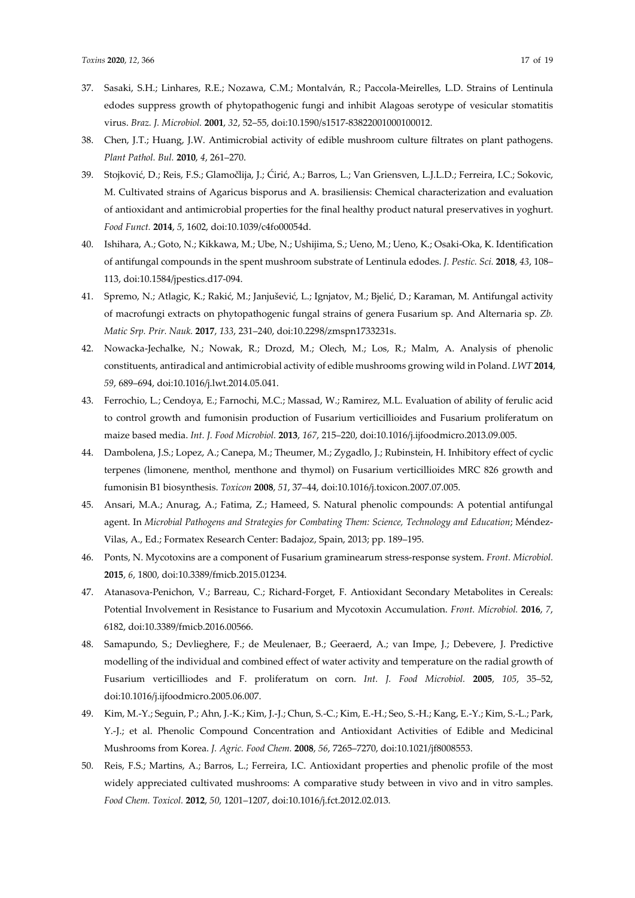37. Sasaki, S.H.; Linhares, R.E.; Nozawa, C.M.; Montalván, R.; Paccola-Meirelles, L.D. Strains of Lentinula edodes suppress growth of phytopathogenic fungi and inhibit Alagoas serotype of vesicular stomatitis virus. *Braz. J. Microbiol.* **2001**, *32*, 52–55, doi:10.1590/s1517-83822001000100012.
38. Chen, J.T.; Huang, J.W. Antimicrobial activity of edible mushroom culture filtrates on plant pathogens. *Plant Pathol. Bul.* **2010**, *4*, 261–270.
39. Stojković, D.; Reis, F.S.; Glamočlija, J.; Ćirić, A.; Barros, L.; Van Griensven, L.J.L.D.; Ferreira, I.C.; Sokovic, M. Cultivated strains of Agaricus bisporus and A. brasiliensis: Chemical characterization and evaluation of antioxidant and antimicrobial properties for the final healthy product natural preservatives in yoghurt. *Food Funct.* **2014**, *5*, 1602, doi:10.1039/c4fo00054d.
40. Ishihara, A.; Goto, N.; Kikkawa, M.; Ube, N.; Ushijima, S.; Ueno, M.; Ueno, K.; Osaki-Oka, K. Identification of antifungal compounds in the spent mushroom substrate of Lentinula edodes. *J. Pestic. Sci.* **2018**, *43*, 108–113, doi:10.1584/jpestics.d17-094.
41. Spremo, N.; Atlagic, K.; Rakić, M.; Janjušević, L.; Ignjatov, M.; Bjelić, D.; Karaman, M. Antifungal activity of macrofungi extracts on phytopathogenic fungal strains of genera Fusarium sp. And Alternaria sp. *Zb. Matic Srp. Prir. Nauk.* **2017**, *133*, 231–240, doi:10.2298/zmspn1733231s.
42. Nowacka-Jechalke, N.; Nowak, R.; Drozd, M.; Olech, M.; Los, R.; Malm, A. Analysis of phenolic constituents, antiradical and antimicrobial activity of edible mushrooms growing wild in Poland. *LWT* **2014**, *59*, 689–694, doi:10.1016/j.lwt.2014.05.041.
43. Ferrochio, L.; Cendoya, E.; Farnochi, M.C.; Massad, W.; Ramirez, M.L. Evaluation of ability of ferulic acid to control growth and fumonisin production of Fusarium verticillioides and Fusarium proliferatum on maize based media. *Int. J. Food Microbiol.* **2013**, *167*, 215–220, doi:10.1016/j.ijfoodmicro.2013.09.005.
44. Dambolena, J.S.; Lopez, A.; Canepa, M.; Theumer, M.; Zygadlo, J.; Rubinstein, H. Inhibitory effect of cyclic terpenes (limonene, menthol, menthone and thymol) on Fusarium verticillioides MRC 826 growth and fumonisin B1 biosynthesis. *Toxicon* **2008**, *51*, 37–44, doi:10.1016/j.toxicon.2007.07.005.
45. Ansari, M.A.; Anurag, A.; Fatima, Z.; Hameed, S. Natural phenolic compounds: A potential antifungal agent. In *Microbial Pathogens and Strategies for Combating Them: Science, Technology and Education*; Méndez-Vilas, A., Ed.; Formatex Research Center: Badajoz, Spain, 2013; pp. 189–195.
46. Ponts, N. Mycotoxins are a component of Fusarium graminearum stress-response system. *Front. Microbiol.* **2015**, *6*, 1800, doi:10.3389/fmicb.2015.01234.
47. Atanasova-Penichon, V.; Barreau, C.; Richard-Forget, F. Antioxidant Secondary Metabolites in Cereals: Potential Involvement in Resistance to Fusarium and Mycotoxin Accumulation. *Front. Microbiol.* **2016**, *7*, 6182, doi:10.3389/fmicb.2016.00566.
48. Samapundo, S.; Devlieghere, F.; de Meulenaer, B.; Geeraerd, A.; van Impe, J.; Debevere, J. Predictive modelling of the individual and combined effect of water activity and temperature on the radial growth of Fusarium verticilliodes and F. proliferatum on corn. *Int. J. Food Microbiol.* **2005**, *105*, 35–52, doi:10.1016/j.ijfoodmicro.2005.06.007.
49. Kim, M.-Y.; Seguin, P.; Ahn, J.-K.; Kim, J.-J.; Chun, S.-C.; Kim, E.-H.; Seo, S.-H.; Kang, E.-Y.; Kim, S.-L.; Park, Y.-J.; et al. Phenolic Compound Concentration and Antioxidant Activities of Edible and Medicinal Mushrooms from Korea. *J. Agric. Food Chem.* **2008**, *56*, 7265–7270, doi:10.1021/jf8008553.
50. Reis, F.S.; Martins, A.; Barros, L.; Ferreira, I.C. Antioxidant properties and phenolic profile of the most widely appreciated cultivated mushrooms: A comparative study between in vivo and in vitro samples. *Food Chem. Toxicol.* **2012**, *50*, 1201–1207, doi:10.1016/j.fct.2012.02.013.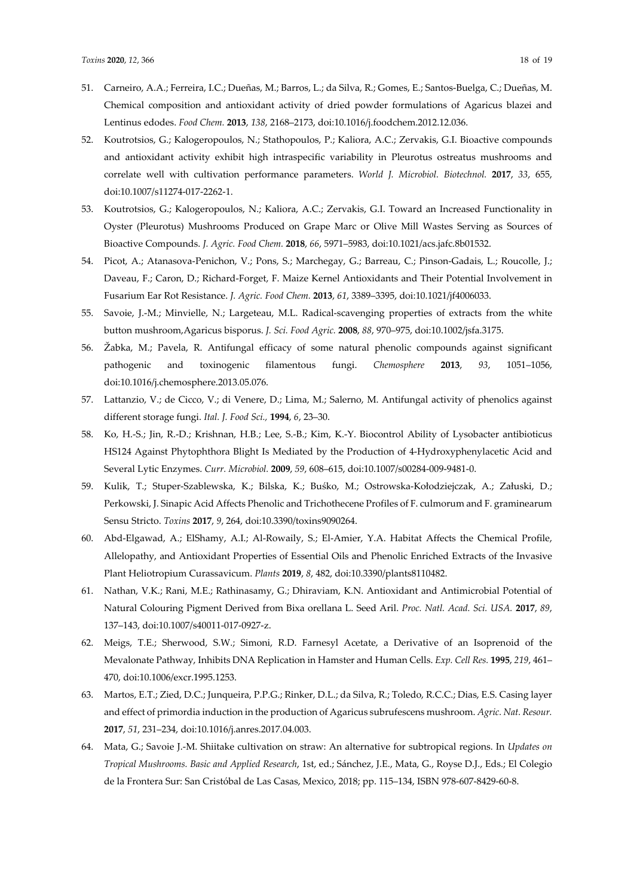51. Carneiro, A.A.; Ferreira, I.C.; Dueñas, M.; Barros, L.; da Silva, R.; Gomes, E.; Santos-Buelga, C.; Dueñas, M. Chemical composition and antioxidant activity of dried powder formulations of Agaricus blazei and Lentinus edodes. *Food Chem.* **2013**, *138*, 2168–2173, doi:10.1016/j.foodchem.2012.12.036.
52. Koutrotsios, G.; Kalogeropoulos, N.; Stathopoulos, P.; Kaliora, A.C.; Zervakis, G.I. Bioactive compounds and antioxidant activity exhibit high intraspecific variability in Pleurotus ostreatus mushrooms and correlate well with cultivation performance parameters. *World J. Microbiol. Biotechnol.* **2017**, *33*, 655, doi:10.1007/s11274-017-2262-1.
53. Koutrotsios, G.; Kalogeropoulos, N.; Kaliora, A.C.; Zervakis, G.I. Toward an Increased Functionality in Oyster (Pleurotus) Mushrooms Produced on Grape Marc or Olive Mill Wastes Serving as Sources of Bioactive Compounds. *J. Agric. Food Chem.* **2018**, *66*, 5971–5983, doi:10.1021/acs.jafc.8b01532.
54. Picot, A.; Atanasova-Penichon, V.; Pons, S.; Marchegay, G.; Barreau, C.; Pinson-Gadais, L.; Roucolle, J.; Daveau, F.; Caron, D.; Richard-Forget, F. Maize Kernel Antioxidants and Their Potential Involvement in Fusarium Ear Rot Resistance. *J. Agric. Food Chem.* **2013**, *61*, 3389–3395, doi:10.1021/jf4006033.
55. Savoie, J.-M.; Minvielle, N.; Largeteau, M.L. Radical-scavenging properties of extracts from the white button mushroom,Agaricus bisporus. *J. Sci. Food Agric.* **2008**, *88*, 970–975, doi:10.1002/jsfa.3175.
56. Žabka, M.; Pavela, R. Antifungal efficacy of some natural phenolic compounds against significant pathogenic and toxinogenic filamentous fungi. *Chemosphere* **2013**, *93*, 1051–1056, doi:10.1016/j.chemosphere.2013.05.076.
57. Lattanzio, V.; de Cicco, V.; di Venere, D.; Lima, M.; Salerno, M. Antifungal activity of phenolics against different storage fungi. *Ital. J. Food Sci.,* **1994**, *6*, 23–30.
58. Ko, H.-S.; Jin, R.-D.; Krishnan, H.B.; Lee, S.-B.; Kim, K.-Y. Biocontrol Ability of Lysobacter antibioticus HS124 Against Phytophthora Blight Is Mediated by the Production of 4-Hydroxyphenylacetic Acid and Several Lytic Enzymes. *Curr. Microbiol.* **2009**, *59*, 608–615, doi:10.1007/s00284-009-9481-0.
59. Kulik, T.; Stuper-Szablewska, K.; Bilska, K.; Buśko, M.; Ostrowska-Kołodziejczak, A.; Załuski, D.; Perkowski, J. Sinapic Acid Affects Phenolic and Trichothecene Profiles of F. culmorum and F. graminearum Sensu Stricto. *Toxins* **2017**, *9*, 264, doi:10.3390/toxins9090264.
60. Abd-Elgawad, A.; ElShamy, A.I.; Al-Rowaily, S.; El-Amier, Y.A. Habitat Affects the Chemical Profile, Allelopathy, and Antioxidant Properties of Essential Oils and Phenolic Enriched Extracts of the Invasive Plant Heliotropium Curassavicum. *Plants* **2019**, *8*, 482, doi:10.3390/plants8110482.
61. Nathan, V.K.; Rani, M.E.; Rathinasamy, G.; Dhiraviam, K.N. Antioxidant and Antimicrobial Potential of Natural Colouring Pigment Derived from Bixa orellana L. Seed Aril. *Proc. Natl. Acad. Sci. USA.* **2017**, *89*, 137–143, doi:10.1007/s40011-017-0927-z.
62. Meigs, T.E.; Sherwood, S.W.; Simoni, R.D. Farnesyl Acetate, a Derivative of an Isoprenoid of the Mevalonate Pathway, Inhibits DNA Replication in Hamster and Human Cells. *Exp. Cell Res.* **1995**, *219*, 461–470, doi:10.1006/excr.1995.1253.
63. Martos, E.T.; Zied, D.C.; Junqueira, P.P.G.; Rinker, D.L.; da Silva, R.; Toledo, R.C.C.; Dias, E.S. Casing layer and effect of primordia induction in the production of Agaricus subrufescens mushroom. *Agric. Nat. Resour.* **2017**, *51*, 231–234, doi:10.1016/j.anres.2017.04.003.
64. Mata, G.; Savoie J.-M. Shiitake cultivation on straw: An alternative for subtropical regions. In *Updates on Tropical Mushrooms. Basic and Applied Research*, 1st, ed.; Sánchez, J.E., Mata, G., Royse D.J., Eds.; El Colegio de la Frontera Sur: San Cristóbal de Las Casas, Mexico, 2018; pp. 115–134, ISBN 978-607-8429-60-8.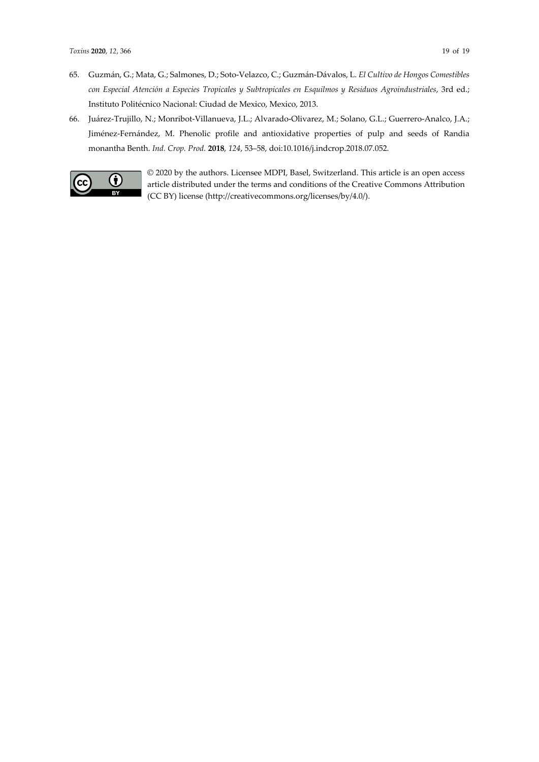65. Guzmán, G.; Mata, G.; Salmones, D.; Soto-Velazco, C.; Guzmán-Dávalos, L. *El Cultivo de Hongos Comestibles con Especial Atención a Especies Tropicales y Subtropicales en Esquilmos y Residuos Agroindustriales*, 3rd ed.; Instituto Politécnico Nacional: Ciudad de Mexico, Mexico, 2013.
66. Juárez-Trujillo, N.; Monribot-Villanueva, J.L.; Alvarado-Olivarez, M.; Solano, G.L.; Guerrero-Analco, J.A.; Jiménez-Fernández, M. Phenolic profile and antioxidative properties of pulp and seeds of Randia monantha Benth. *Ind. Crop. Prod.* **2018**, *124*, 53–58, doi:10.1016/j.indcrop.2018.07.052.

© 2020 by the authors. Licensee MDPI, Basel, Switzerland. This article is an open access article distributed under the terms and conditions of the Creative Commons Attribution (CC BY) license (http://creativecommons.org/licenses/by/4.0/).